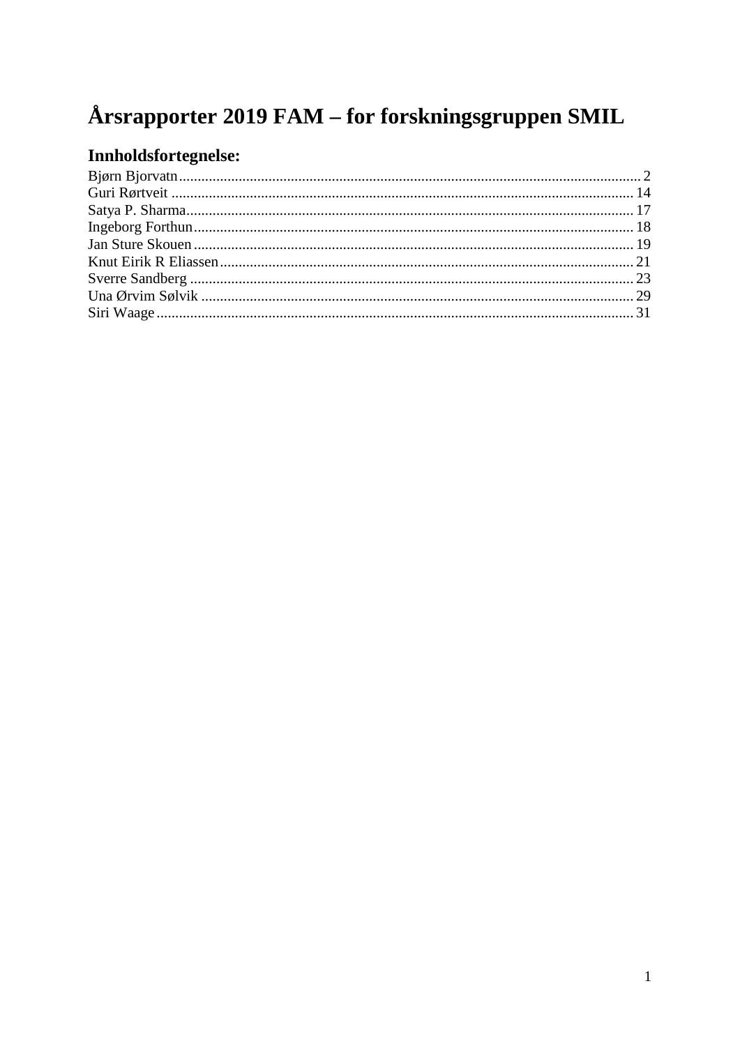# Årsrapporter 2019 FAM – for forskningsgruppen SMIL

## Innholdsfortegnelse:

Bjørn Bjorvatn ........................................................ 2
Guri Rørtveit ........................................................ 14
Satya P. Sharma ........................................................ 17
Ingeborg Forthun ........................................................ 18
Jan Sture Skouen ........................................................ 19
Knut Eirik R Eliassen ........................................................ 21
Sverre Sandberg ........................................................ 23
Una Ørvim Sølvik ........................................................ 29
Siri Waage ........................................................ 31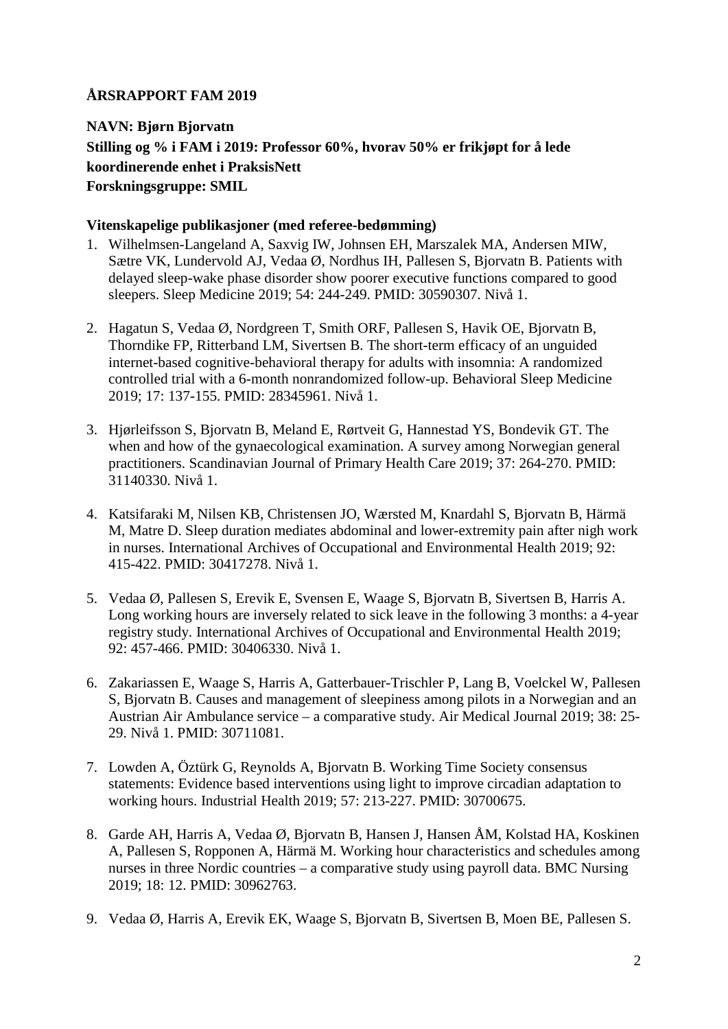## ÅRSRAPPORT FAM 2019

**NAVN: Bjørn Bjorvatn**
**Stilling og % i FAM i 2019: Professor 60%, hvorav 50% er frikjøpt for å lede koordinerende enhet i PraksisNett**
**Forskningsgruppe: SMIL**

### Vitenskapelige publikasjoner (med referee-bedømming)

1. Wilhelmsen-Langeland A, Saxvig IW, Johnsen EH, Marszalek MA, Andersen MIW, Sætre VK, Lundervold AJ, Vedaa Ø, Nordhus IH, Pallesen S, Bjorvatn B. Patients with delayed sleep-wake phase disorder show poorer executive functions compared to good sleepers. Sleep Medicine 2019; 54: 244-249. PMID: 30590307. Nivå 1.

2. Hagatun S, Vedaa Ø, Nordgreen T, Smith ORF, Pallesen S, Havik OE, Bjorvatn B, Thorndike FP, Ritterband LM, Sivertsen B. The short-term efficacy of an unguided internet-based cognitive-behavioral therapy for adults with insomnia: A randomized controlled trial with a 6-month nonrandomized follow-up. Behavioral Sleep Medicine 2019; 17: 137-155. PMID: 28345961. Nivå 1.

3. Hjørleifsson S, Bjorvatn B, Meland E, Rørtveit G, Hannestad YS, Bondevik GT. The when and how of the gynaecological examination. A survey among Norwegian general practitioners. Scandinavian Journal of Primary Health Care 2019; 37: 264-270. PMID: 31140330. Nivå 1.

4. Katsifaraki M, Nilsen KB, Christensen JO, Wærsted M, Knardahl S, Bjorvatn B, Härmä M, Matre D. Sleep duration mediates abdominal and lower-extremity pain after nigh work in nurses. International Archives of Occupational and Environmental Health 2019; 92: 415-422. PMID: 30417278. Nivå 1.

5. Vedaa Ø, Pallesen S, Erevik E, Svensen E, Waage S, Bjorvatn B, Sivertsen B, Harris A. Long working hours are inversely related to sick leave in the following 3 months: a 4-year registry study. International Archives of Occupational and Environmental Health 2019; 92: 457-466. PMID: 30406330. Nivå 1.

6. Zakariassen E, Waage S, Harris A, Gatterbauer-Trischler P, Lang B, Voelckel W, Pallesen S, Bjorvatn B. Causes and management of sleepiness among pilots in a Norwegian and an Austrian Air Ambulance service – a comparative study. Air Medical Journal 2019; 38: 25-29. Nivå 1. PMID: 30711081.

7. Lowden A, Öztürk G, Reynolds A, Bjorvatn B. Working Time Society consensus statements: Evidence based interventions using light to improve circadian adaptation to working hours. Industrial Health 2019; 57: 213-227. PMID: 30700675.

8. Garde AH, Harris A, Vedaa Ø, Bjorvatn B, Hansen J, Hansen ÅM, Kolstad HA, Koskinen A, Pallesen S, Ropponen A, Härmä M. Working hour characteristics and schedules among nurses in three Nordic countries – a comparative study using payroll data. BMC Nursing 2019; 18: 12. PMID: 30962763.

9. Vedaa Ø, Harris A, Erevik EK, Waage S, Bjorvatn B, Sivertsen B, Moen BE, Pallesen S.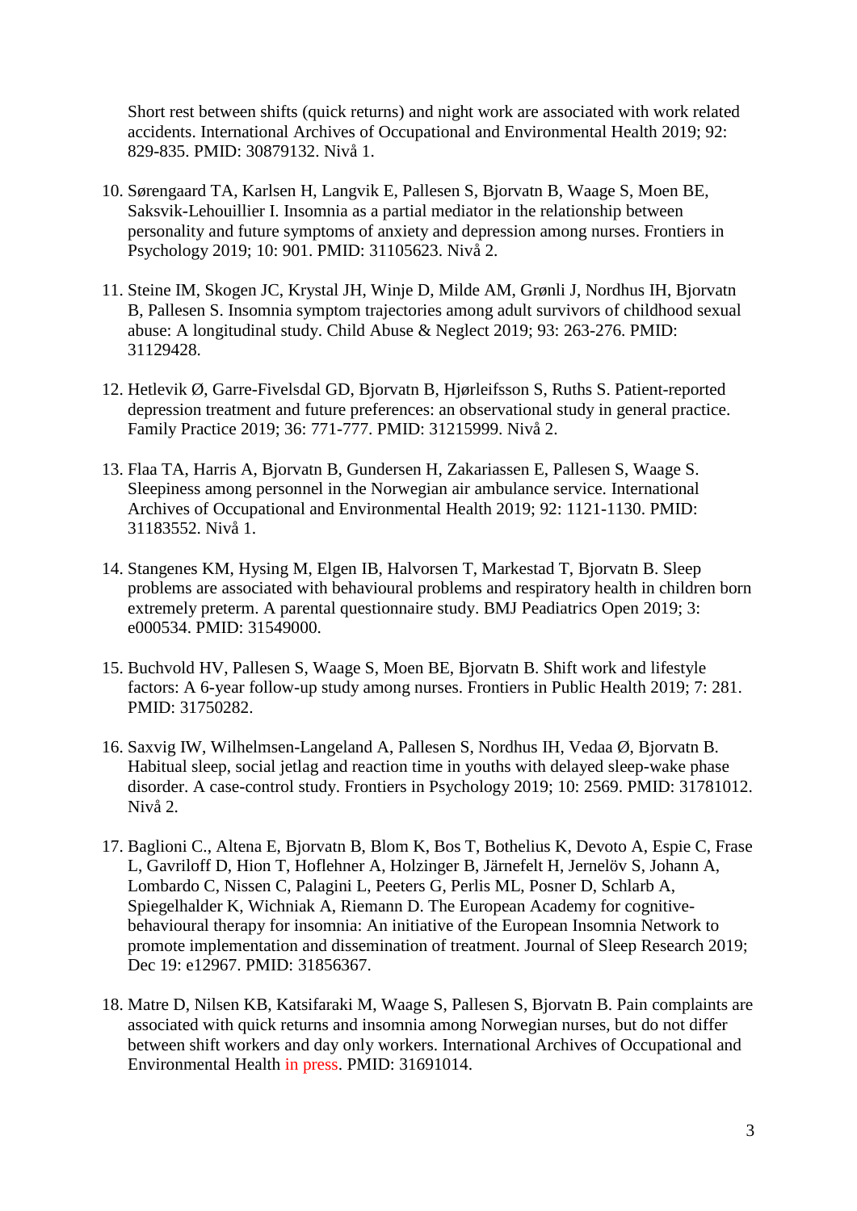Short rest between shifts (quick returns) and night work are associated with work related accidents. International Archives of Occupational and Environmental Health 2019; 92: 829-835. PMID: 30879132. Nivå 1.

10. Sørengaard TA, Karlsen H, Langvik E, Pallesen S, Bjorvatn B, Waage S, Moen BE, Saksvik-Lehouillier I. Insomnia as a partial mediator in the relationship between personality and future symptoms of anxiety and depression among nurses. Frontiers in Psychology 2019; 10: 901. PMID: 31105623. Nivå 2.

11. Steine IM, Skogen JC, Krystal JH, Winje D, Milde AM, Grønli J, Nordhus IH, Bjorvatn B, Pallesen S. Insomnia symptom trajectories among adult survivors of childhood sexual abuse: A longitudinal study. Child Abuse & Neglect 2019; 93: 263-276. PMID: 31129428.

12. Hetlevik Ø, Garre-Fivelsdal GD, Bjorvatn B, Hjørleifsson S, Ruths S. Patient-reported depression treatment and future preferences: an observational study in general practice. Family Practice 2019; 36: 771-777. PMID: 31215999. Nivå 2.

13. Flaa TA, Harris A, Bjorvatn B, Gundersen H, Zakariassen E, Pallesen S, Waage S. Sleepiness among personnel in the Norwegian air ambulance service. International Archives of Occupational and Environmental Health 2019; 92: 1121-1130. PMID: 31183552. Nivå 1.

14. Stangenes KM, Hysing M, Elgen IB, Halvorsen T, Markestad T, Bjorvatn B. Sleep problems are associated with behavioural problems and respiratory health in children born extremely preterm. A parental questionnaire study. BMJ Peadiatrics Open 2019; 3: e000534. PMID: 31549000.

15. Buchvold HV, Pallesen S, Waage S, Moen BE, Bjorvatn B. Shift work and lifestyle factors: A 6-year follow-up study among nurses. Frontiers in Public Health 2019; 7: 281. PMID: 31750282.

16. Saxvig IW, Wilhelmsen-Langeland A, Pallesen S, Nordhus IH, Vedaa Ø, Bjorvatn B. Habitual sleep, social jetlag and reaction time in youths with delayed sleep-wake phase disorder. A case-control study. Frontiers in Psychology 2019; 10: 2569. PMID: 31781012. Nivå 2.

17. Baglioni C., Altena E, Bjorvatn B, Blom K, Bos T, Bothelius K, Devoto A, Espie C, Frase L, Gavriloff D, Hion T, Hoflehner A, Holzinger B, Järnefelt H, Jernelöv S, Johann A, Lombardo C, Nissen C, Palagini L, Peeters G, Perlis ML, Posner D, Schlarb A, Spiegelhalder K, Wichniak A, Riemann D. The European Academy for cognitive-behavioural therapy for insomnia: An initiative of the European Insomnia Network to promote implementation and dissemination of treatment. Journal of Sleep Research 2019; Dec 19: e12967. PMID: 31856367.

18. Matre D, Nilsen KB, Katsifaraki M, Waage S, Pallesen S, Bjorvatn B. Pain complaints are associated with quick returns and insomnia among Norwegian nurses, but do not differ between shift workers and day only workers. International Archives of Occupational and Environmental Health in press. PMID: 31691014.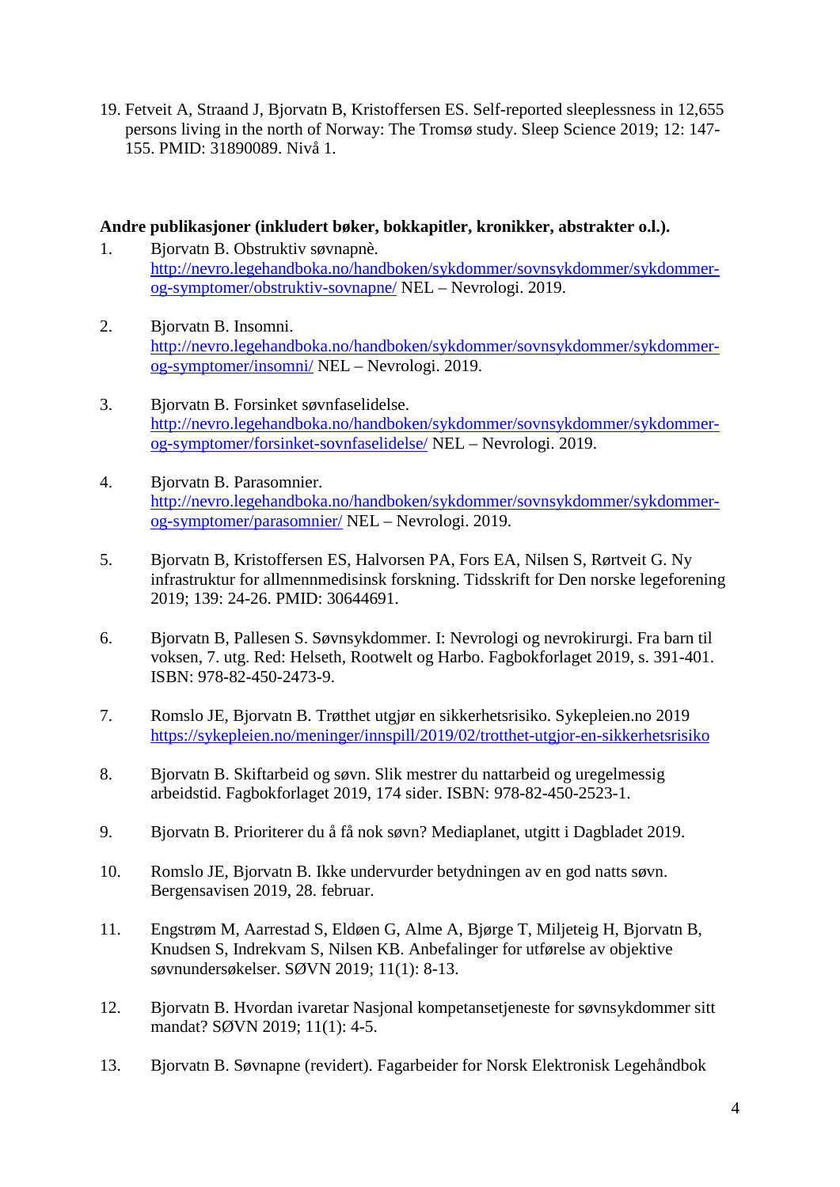19. Fetveit A, Straand J, Bjorvatn B, Kristoffersen ES. Self-reported sleeplessness in 12,655 persons living in the north of Norway: The Tromsø study. Sleep Science 2019; 12: 147-155. PMID: 31890089. Nivå 1.

**Andre publikasjoner (inkludert bøker, bokkapitler, kronikker, abstrakter o.l.).**

1. Bjorvatn B. Obstruktiv søvnapnè. [http://nevro.legehandboka.no/handboken/sykdommer/sovnsykdommer/sykdommer-og-symptomer/obstruktiv-sovnapne/](http://nevro.legehandboka.no/handboken/sykdommer/sovnsykdommer/sykdommer-og-symptomer/obstruktiv-sovnapne/) NEL – Nevrologi. 2019.

2. Bjorvatn B. Insomni. [http://nevro.legehandboka.no/handboken/sykdommer/sovnsykdommer/sykdommer-og-symptomer/insomni/](http://nevro.legehandboka.no/handboken/sykdommer/sovnsykdommer/sykdommer-og-symptomer/insomni/) NEL – Nevrologi. 2019.

3. Bjorvatn B. Forsinket søvnfaselidelse. [http://nevro.legehandboka.no/handboken/sykdommer/sovnsykdommer/sykdommer-og-symptomer/forsinket-sovnfaselidelse/](http://nevro.legehandboka.no/handboken/sykdommer/sovnsykdommer/sykdommer-og-symptomer/forsinket-sovnfaselidelse/) NEL – Nevrologi. 2019.

4. Bjorvatn B. Parasomnier. [http://nevro.legehandboka.no/handboken/sykdommer/sovnsykdommer/sykdommer-og-symptomer/parasomnier/](http://nevro.legehandboka.no/handboken/sykdommer/sovnsykdommer/sykdommer-og-symptomer/parasomnier/) NEL – Nevrologi. 2019.

5. Bjorvatn B, Kristoffersen ES, Halvorsen PA, Fors EA, Nilsen S, Rørtveit G. Ny infrastruktur for allmennmedisinsk forskning. Tidsskrift for Den norske legeforening 2019; 139: 24-26. PMID: 30644691.

6. Bjorvatn B, Pallesen S. Søvnsykdommer. I: Nevrologi og nevrokirurgi. Fra barn til voksen, 7. utg. Red: Helseth, Rootwelt og Harbo. Fagbokforlaget 2019, s. 391-401. ISBN: 978-82-450-2473-9.

7. Romslo JE, Bjorvatn B. Trøtthet utgjør en sikkerhetsrisiko. Sykepleien.no 2019 [https://sykepleien.no/meninger/innspill/2019/02/trotthet-utgjor-en-sikkerhetsrisiko](https://sykepleien.no/meninger/innspill/2019/02/trotthet-utgjor-en-sikkerhetsrisiko)

8. Bjorvatn B. Skiftarbeid og søvn. Slik mestrer du nattarbeid og uregelmessig arbeidstid. Fagbokforlaget 2019, 174 sider. ISBN: 978-82-450-2523-1.

9. Bjorvatn B. Prioriterer du å få nok søvn? Mediaplanet, utgitt i Dagbladet 2019.

10. Romslo JE, Bjorvatn B. Ikke undervurder betydningen av en god natts søvn. Bergensavisen 2019, 28. februar.

11. Engstrøm M, Aarrestad S, Eldøen G, Alme A, Bjørge T, Miljeteig H, Bjorvatn B, Knudsen S, Indrekvam S, Nilsen KB. Anbefalinger for utførelse av objektive søvnundersøkelser. SØVN 2019; 11(1): 8-13.

12. Bjorvatn B. Hvordan ivaretar Nasjonal kompetansetjeneste for søvnsykdommer sitt mandat? SØVN 2019; 11(1): 4-5.

13. Bjorvatn B. Søvnapne (revidert). Fagarbeider for Norsk Elektronisk Legehåndbok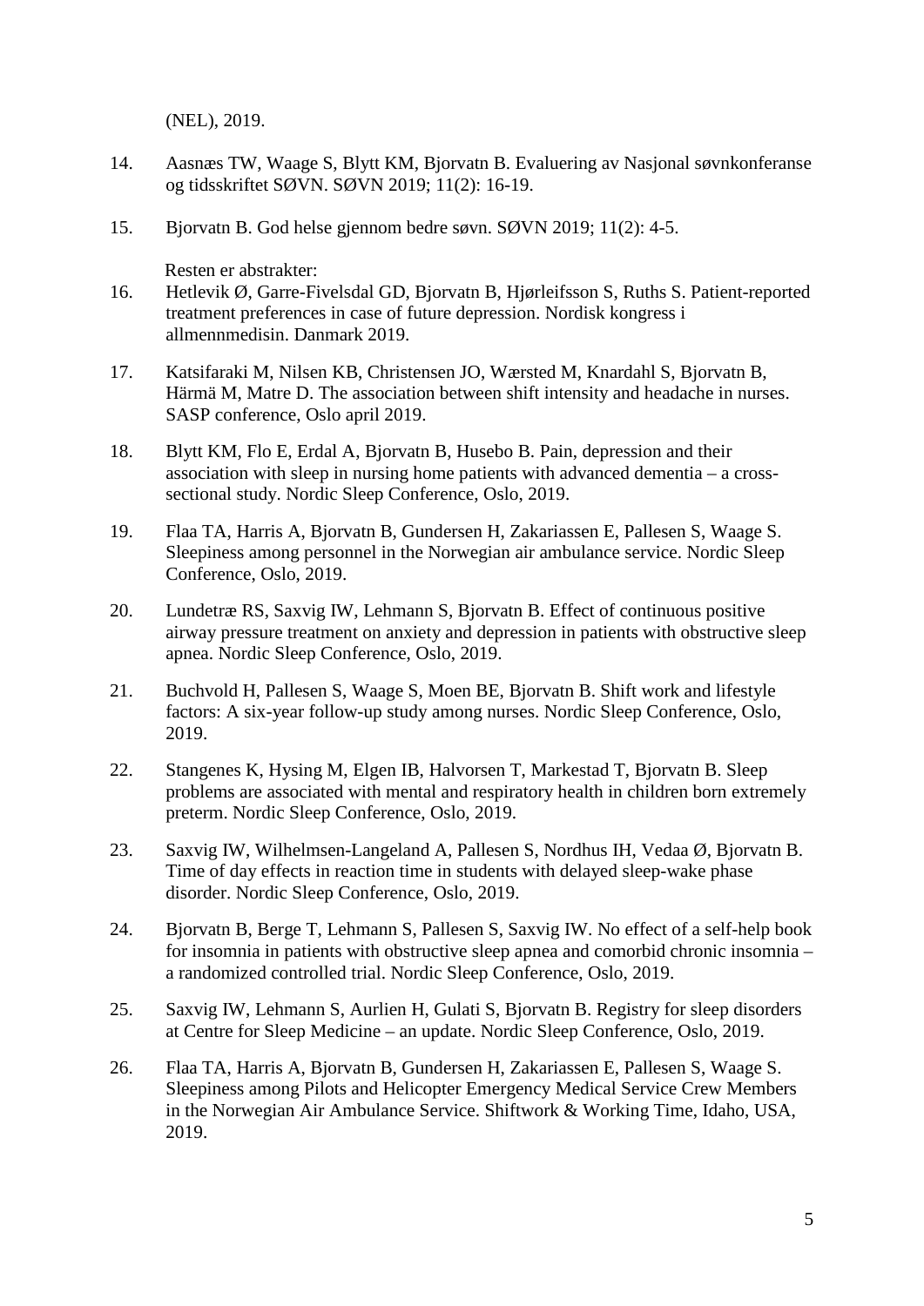(NEL), 2019.

14. Aasnæs TW, Waage S, Blytt KM, Bjorvatn B. Evaluering av Nasjonal søvnkonferanse og tidsskriftet SØVN. SØVN 2019; 11(2): 16-19.

15. Bjorvatn B. God helse gjennom bedre søvn. SØVN 2019; 11(2): 4-5.

Resten er abstrakter:

16. Hetlevik Ø, Garre-Fivelsdal GD, Bjorvatn B, Hjørleifsson S, Ruths S. Patient-reported treatment preferences in case of future depression. Nordisk kongress i allmennmedisin. Danmark 2019.

17. Katsifaraki M, Nilsen KB, Christensen JO, Wærsted M, Knardahl S, Bjorvatn B, Härmä M, Matre D. The association between shift intensity and headache in nurses. SASP conference, Oslo april 2019.

18. Blytt KM, Flo E, Erdal A, Bjorvatn B, Husebo B. Pain, depression and their association with sleep in nursing home patients with advanced dementia – a cross-sectional study. Nordic Sleep Conference, Oslo, 2019.

19. Flaa TA, Harris A, Bjorvatn B, Gundersen H, Zakariassen E, Pallesen S, Waage S. Sleepiness among personnel in the Norwegian air ambulance service. Nordic Sleep Conference, Oslo, 2019.

20. Lundetræ RS, Saxvig IW, Lehmann S, Bjorvatn B. Effect of continuous positive airway pressure treatment on anxiety and depression in patients with obstructive sleep apnea. Nordic Sleep Conference, Oslo, 2019.

21. Buchvold H, Pallesen S, Waage S, Moen BE, Bjorvatn B. Shift work and lifestyle factors: A six-year follow-up study among nurses. Nordic Sleep Conference, Oslo, 2019.

22. Stangenes K, Hysing M, Elgen IB, Halvorsen T, Markestad T, Bjorvatn B. Sleep problems are associated with mental and respiratory health in children born extremely preterm. Nordic Sleep Conference, Oslo, 2019.

23. Saxvig IW, Wilhelmsen-Langeland A, Pallesen S, Nordhus IH, Vedaa Ø, Bjorvatn B. Time of day effects in reaction time in students with delayed sleep-wake phase disorder. Nordic Sleep Conference, Oslo, 2019.

24. Bjorvatn B, Berge T, Lehmann S, Pallesen S, Saxvig IW. No effect of a self-help book for insomnia in patients with obstructive sleep apnea and comorbid chronic insomnia – a randomized controlled trial. Nordic Sleep Conference, Oslo, 2019.

25. Saxvig IW, Lehmann S, Aurlien H, Gulati S, Bjorvatn B. Registry for sleep disorders at Centre for Sleep Medicine – an update. Nordic Sleep Conference, Oslo, 2019.

26. Flaa TA, Harris A, Bjorvatn B, Gundersen H, Zakariassen E, Pallesen S, Waage S. Sleepiness among Pilots and Helicopter Emergency Medical Service Crew Members in the Norwegian Air Ambulance Service. Shiftwork & Working Time, Idaho, USA, 2019.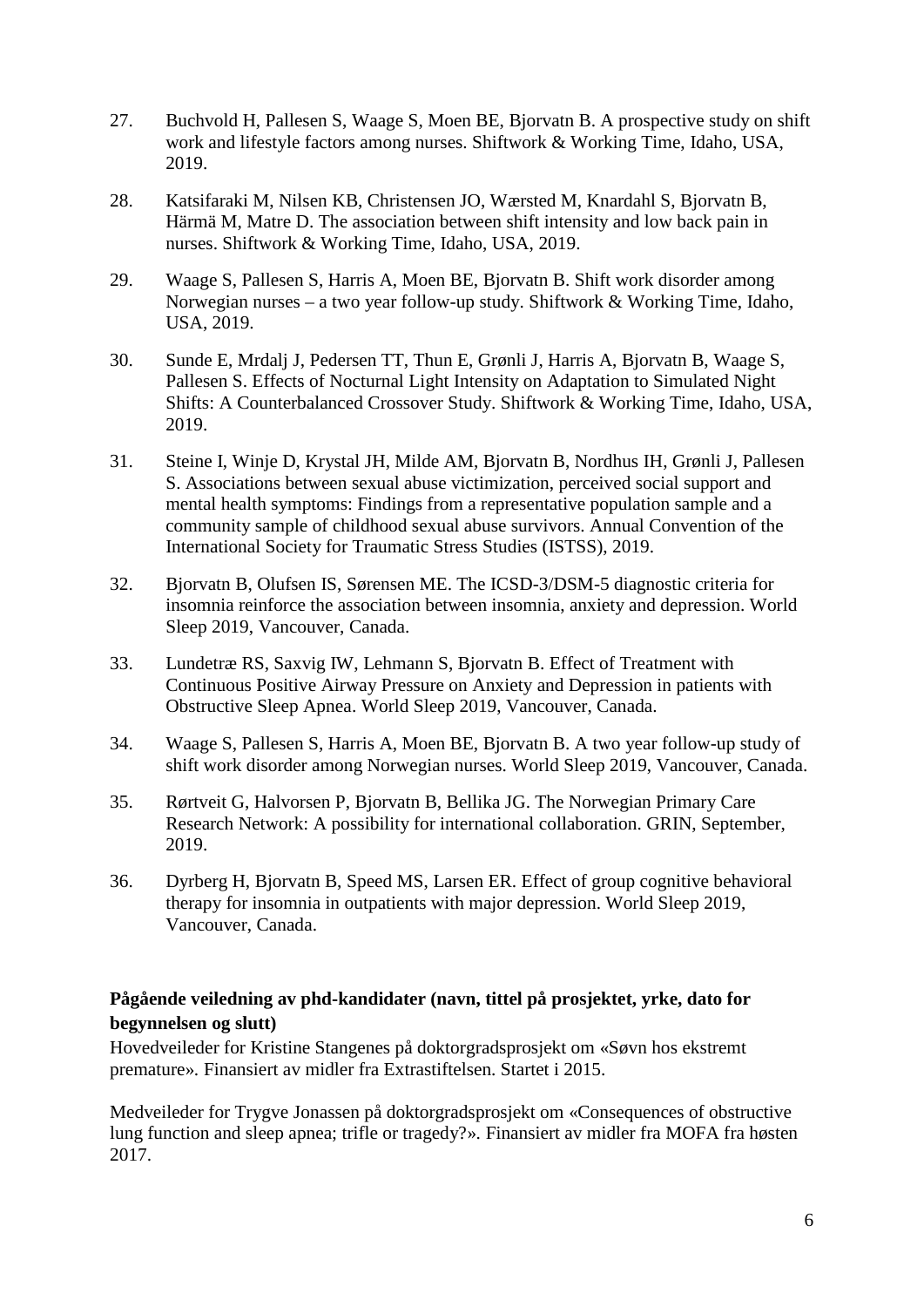27. Buchvold H, Pallesen S, Waage S, Moen BE, Bjorvatn B. A prospective study on shift work and lifestyle factors among nurses. Shiftwork & Working Time, Idaho, USA, 2019.

28. Katsifaraki M, Nilsen KB, Christensen JO, Wærsted M, Knardahl S, Bjorvatn B, Härmä M, Matre D. The association between shift intensity and low back pain in nurses. Shiftwork & Working Time, Idaho, USA, 2019.

29. Waage S, Pallesen S, Harris A, Moen BE, Bjorvatn B. Shift work disorder among Norwegian nurses – a two year follow-up study. Shiftwork & Working Time, Idaho, USA, 2019.

30. Sunde E, Mrdalj J, Pedersen TT, Thun E, Grønli J, Harris A, Bjorvatn B, Waage S, Pallesen S. Effects of Nocturnal Light Intensity on Adaptation to Simulated Night Shifts: A Counterbalanced Crossover Study. Shiftwork & Working Time, Idaho, USA, 2019.

31. Steine I, Winje D, Krystal JH, Milde AM, Bjorvatn B, Nordhus IH, Grønli J, Pallesen S. Associations between sexual abuse victimization, perceived social support and mental health symptoms: Findings from a representative population sample and a community sample of childhood sexual abuse survivors. Annual Convention of the International Society for Traumatic Stress Studies (ISTSS), 2019.

32. Bjorvatn B, Olufsen IS, Sørensen ME. The ICSD-3/DSM-5 diagnostic criteria for insomnia reinforce the association between insomnia, anxiety and depression. World Sleep 2019, Vancouver, Canada.

33. Lundetræ RS, Saxvig IW, Lehmann S, Bjorvatn B. Effect of Treatment with Continuous Positive Airway Pressure on Anxiety and Depression in patients with Obstructive Sleep Apnea. World Sleep 2019, Vancouver, Canada.

34. Waage S, Pallesen S, Harris A, Moen BE, Bjorvatn B. A two year follow-up study of shift work disorder among Norwegian nurses. World Sleep 2019, Vancouver, Canada.

35. Rørtveit G, Halvorsen P, Bjorvatn B, Bellika JG. The Norwegian Primary Care Research Network: A possibility for international collaboration. GRIN, September, 2019.

36. Dyrberg H, Bjorvatn B, Speed MS, Larsen ER. Effect of group cognitive behavioral therapy for insomnia in outpatients with major depression. World Sleep 2019, Vancouver, Canada.

**Pågående veiledning av phd-kandidater (navn, tittel på prosjektet, yrke, dato for begynnelsen og slutt)**

Hovedveileder for Kristine Stangenes på doktorgradsprosjekt om «Søvn hos ekstremt premature». Finansiert av midler fra Extrastiftelsen. Startet i 2015.

Medveileder for Trygve Jonassen på doktorgradsprosjekt om «Consequences of obstructive lung function and sleep apnea; trifle or tragedy?». Finansiert av midler fra MOFA fra høsten 2017.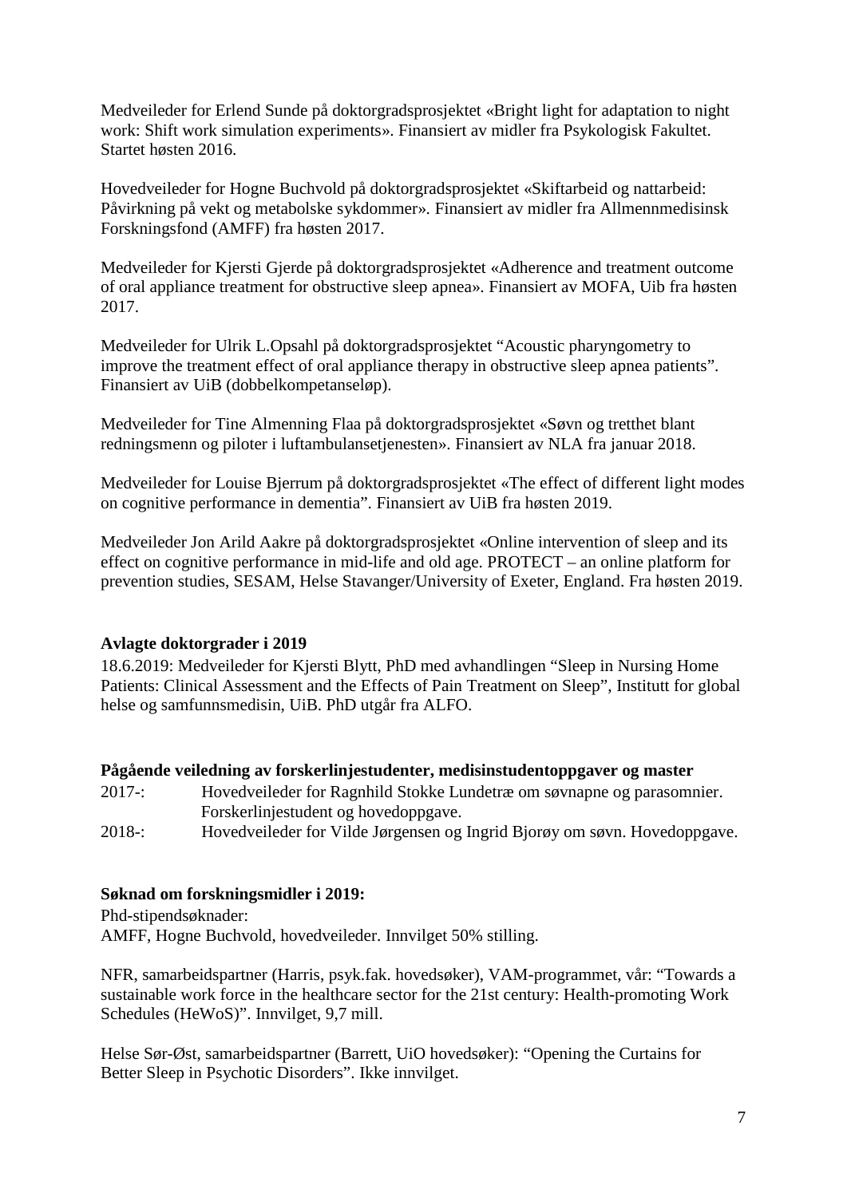Medveileder for Erlend Sunde på doktorgradsprosjektet «Bright light for adaptation to night work: Shift work simulation experiments». Finansiert av midler fra Psykologisk Fakultet. Startet høsten 2016.

Hovedveileder for Hogne Buchvold på doktorgradsprosjektet «Skiftarbeid og nattarbeid: Påvirkning på vekt og metabolske sykdommer». Finansiert av midler fra Allmennmedisinsk Forskningsfond (AMFF) fra høsten 2017.

Medveileder for Kjersti Gjerde på doktorgradsprosjektet «Adherence and treatment outcome of oral appliance treatment for obstructive sleep apnea». Finansiert av MOFA, Uib fra høsten 2017.

Medveileder for Ulrik L.Opsahl på doktorgradsprosjektet "Acoustic pharyngometry to improve the treatment effect of oral appliance therapy in obstructive sleep apnea patients". Finansiert av UiB (dobbelkompetanseløp).

Medveileder for Tine Almenning Flaa på doktorgradsprosjektet «Søvn og tretthet blant redningsmenn og piloter i luftambulansetjenesten». Finansiert av NLA fra januar 2018.

Medveileder for Louise Bjerrum på doktorgradsprosjektet «The effect of different light modes on cognitive performance in dementia". Finansiert av UiB fra høsten 2019.

Medveileder Jon Arild Aakre på doktorgradsprosjektet «Online intervention of sleep and its effect on cognitive performance in mid-life and old age. PROTECT – an online platform for prevention studies, SESAM, Helse Stavanger/University of Exeter, England. Fra høsten 2019.

**Avlagte doktorgrader i 2019**

18.6.2019: Medveileder for Kjersti Blytt, PhD med avhandlingen "Sleep in Nursing Home Patients: Clinical Assessment and the Effects of Pain Treatment on Sleep", Institutt for global helse og samfunnsmedisin, UiB. PhD utgår fra ALFO.

**Pågående veiledning av forskerlinjestudenter, medisinstudentoppgaver og master**

2017-: Hovedveileder for Ragnhild Stokke Lundetræ om søvnapne og parasomnier. Forskerlinjestudent og hovedoppgave.

2018-: Hovedveileder for Vilde Jørgensen og Ingrid Bjorøy om søvn. Hovedoppgave.

**Søknad om forskningsmidler i 2019:**

Phd-stipendsøknader:
AMFF, Hogne Buchvold, hovedveileder. Innvilget 50% stilling.

NFR, samarbeidspartner (Harris, psyk.fak. hovedsøker), VAM-programmet, vår: "Towards a sustainable work force in the healthcare sector for the 21st century: Health-promoting Work Schedules (HeWoS)". Innvilget, 9,7 mill.

Helse Sør-Øst, samarbeidspartner (Barrett, UiO hovedsøker): "Opening the Curtains for Better Sleep in Psychotic Disorders". Ikke innvilget.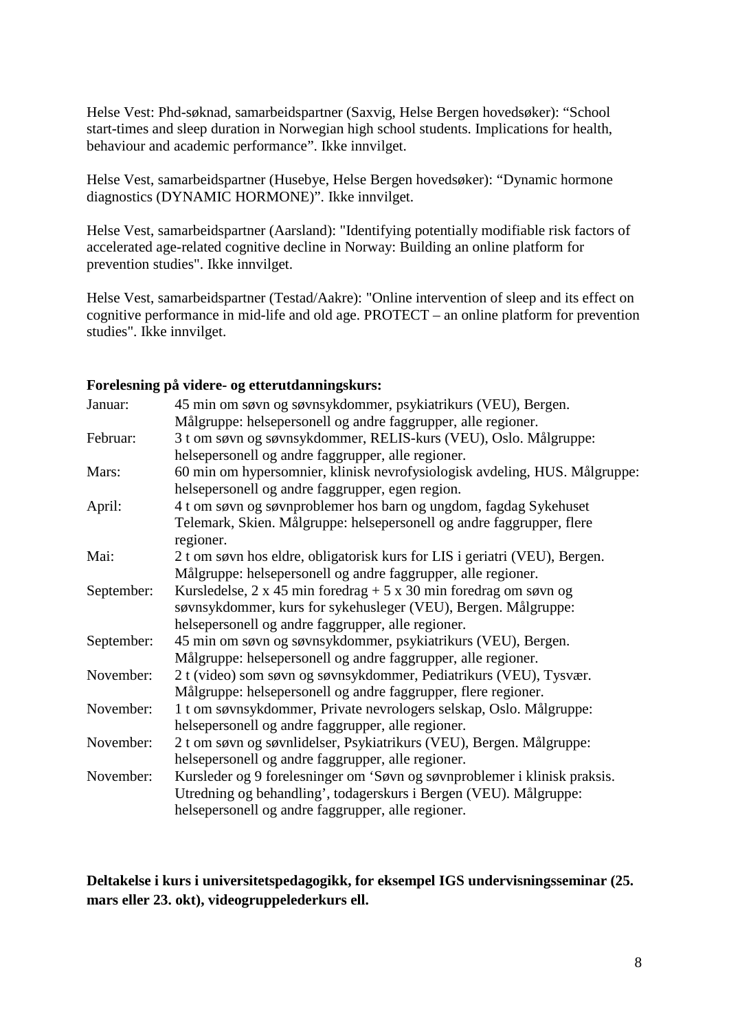Helse Vest: Phd-søknad, samarbeidspartner (Saxvig, Helse Bergen hovedsøker): "School start-times and sleep duration in Norwegian high school students. Implications for health, behaviour and academic performance". Ikke innvilget.

Helse Vest, samarbeidspartner (Husebye, Helse Bergen hovedsøker): "Dynamic hormone diagnostics (DYNAMIC HORMONE)". Ikke innvilget.

Helse Vest, samarbeidspartner (Aarsland): "Identifying potentially modifiable risk factors of accelerated age-related cognitive decline in Norway: Building an online platform for prevention studies". Ikke innvilget.

Helse Vest, samarbeidspartner (Testad/Aakre): "Online intervention of sleep and its effect on cognitive performance in mid-life and old age. PROTECT – an online platform for prevention studies". Ikke innvilget.

**Forelesning på videre- og etterutdanningskurs:**

| | |
|---|---|
| Januar: | 45 min om søvn og søvnsykdommer, psykiatrikurs (VEU), Bergen. Målgruppe: helsepersonell og andre faggrupper, alle regioner. |
| Februar: | 3 t om søvn og søvnsykdommer, RELIS-kurs (VEU), Oslo. Målgruppe: helsepersonell og andre faggrupper, alle regioner. |
| Mars: | 60 min om hypersomnier, klinisk nevrofysiologisk avdeling, HUS. Målgruppe: helsepersonell og andre faggrupper, egen region. |
| April: | 4 t om søvn og søvnproblemer hos barn og ungdom, fagdag Sykehuset Telemark, Skien. Målgruppe: helsepersonell og andre faggrupper, flere regioner. |
| Mai: | 2 t om søvn hos eldre, obligatorisk kurs for LIS i geriatri (VEU), Bergen. Målgruppe: helsepersonell og andre faggrupper, alle regioner. |
| September: | Kursledelse, 2 x 45 min foredrag + 5 x 30 min foredrag om søvn og søvnsykdommer, kurs for sykehusleger (VEU), Bergen. Målgruppe: helsepersonell og andre faggrupper, alle regioner. |
| September: | 45 min om søvn og søvnsykdommer, psykiatrikurs (VEU), Bergen. Målgruppe: helsepersonell og andre faggrupper, alle regioner. |
| November: | 2 t (video) som søvn og søvnsykdommer, Pediatrikurs (VEU), Tysvær. Målgruppe: helsepersonell og andre faggrupper, flere regioner. |
| November: | 1 t om søvnsykdommer, Private nevrologers selskap, Oslo. Målgruppe: helsepersonell og andre faggrupper, alle regioner. |
| November: | 2 t om søvn og søvnlidelser, Psykiatrikurs (VEU), Bergen. Målgruppe: helsepersonell og andre faggrupper, alle regioner. |
| November: | Kursleder og 9 forelesninger om 'Søvn og søvnproblemer i klinisk praksis. Utredning og behandling', todagerskurs i Bergen (VEU). Målgruppe: helsepersonell og andre faggrupper, alle regioner. |

**Deltakelse i kurs i universitetspedagogikk, for eksempel IGS undervisningsseminar (25. mars eller 23. okt), videogruppelederkurs ell.**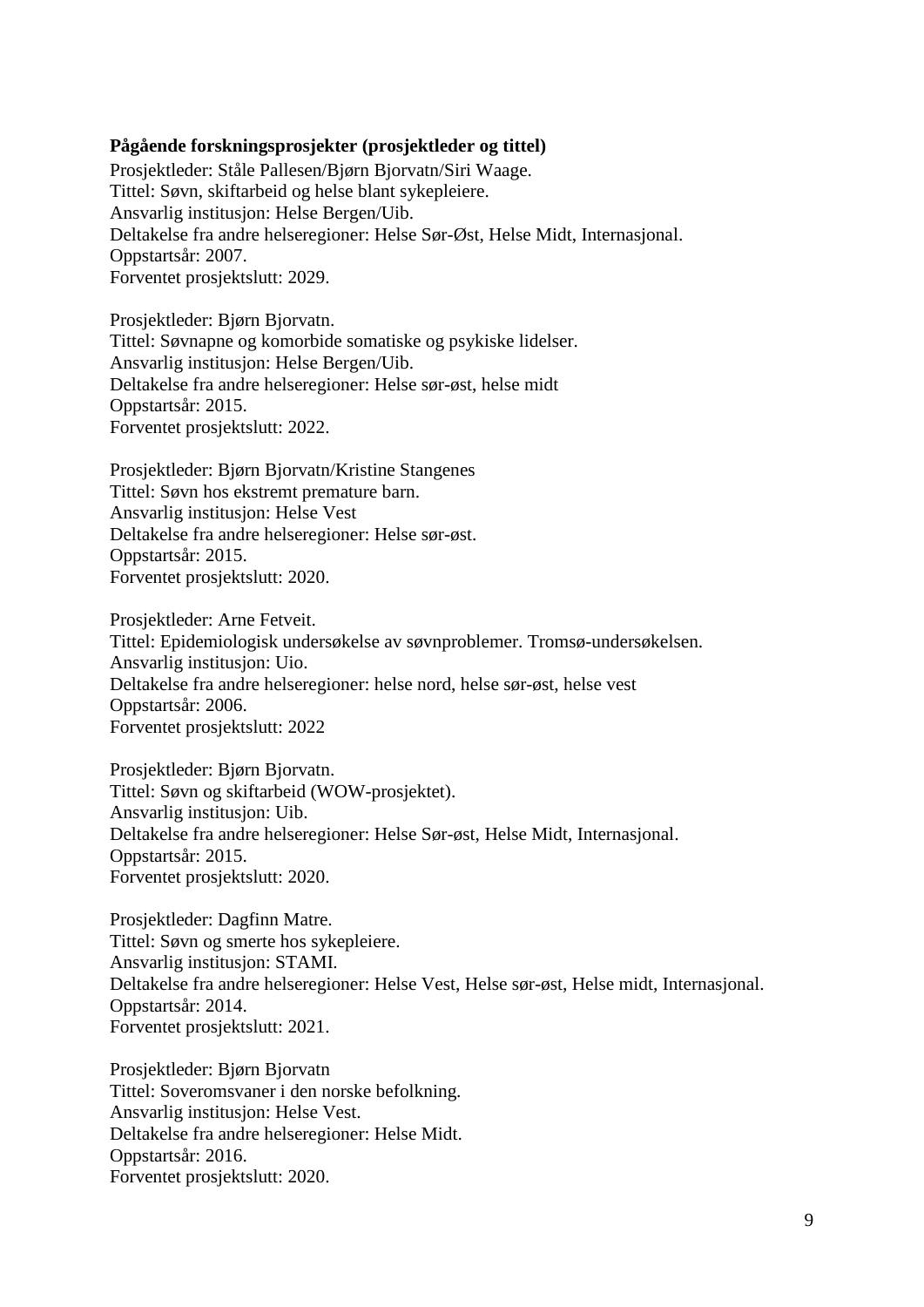**Pågående forskningsprosjekter (prosjektleder og tittel)**

Prosjektleder: Ståle Pallesen/Bjørn Bjorvatn/Siri Waage.
Tittel: Søvn, skiftarbeid og helse blant sykepleiere.
Ansvarlig institusjon: Helse Bergen/Uib.
Deltakelse fra andre helseregioner: Helse Sør-Øst, Helse Midt, Internasjonal.
Oppstartsår: 2007.
Forventet prosjektslutt: 2029.

Prosjektleder: Bjørn Bjorvatn.
Tittel: Søvnapne og komorbide somatiske og psykiske lidelser.
Ansvarlig institusjon: Helse Bergen/Uib.
Deltakelse fra andre helseregioner: Helse sør-øst, helse midt
Oppstartsår: 2015.
Forventet prosjektslutt: 2022.

Prosjektleder: Bjørn Bjorvatn/Kristine Stangenes
Tittel: Søvn hos ekstremt premature barn.
Ansvarlig institusjon: Helse Vest
Deltakelse fra andre helseregioner: Helse sør-øst.
Oppstartsår: 2015.
Forventet prosjektslutt: 2020.

Prosjektleder: Arne Fetveit.
Tittel: Epidemiologisk undersøkelse av søvnproblemer. Tromsø-undersøkelsen.
Ansvarlig institusjon: Uio.
Deltakelse fra andre helseregioner: helse nord, helse sør-øst, helse vest
Oppstartsår: 2006.
Forventet prosjektslutt: 2022

Prosjektleder: Bjørn Bjorvatn.
Tittel: Søvn og skiftarbeid (WOW-prosjektet).
Ansvarlig institusjon: Uib.
Deltakelse fra andre helseregioner: Helse Sør-øst, Helse Midt, Internasjonal.
Oppstartsår: 2015.
Forventet prosjektslutt: 2020.

Prosjektleder: Dagfinn Matre.
Tittel: Søvn og smerte hos sykepleiere.
Ansvarlig institusjon: STAMI.
Deltakelse fra andre helseregioner: Helse Vest, Helse sør-øst, Helse midt, Internasjonal.
Oppstartsår: 2014.
Forventet prosjektslutt: 2021.

Prosjektleder: Bjørn Bjorvatn
Tittel: Soveromsvaner i den norske befolkning.
Ansvarlig institusjon: Helse Vest.
Deltakelse fra andre helseregioner: Helse Midt.
Oppstartsår: 2016.
Forventet prosjektslutt: 2020.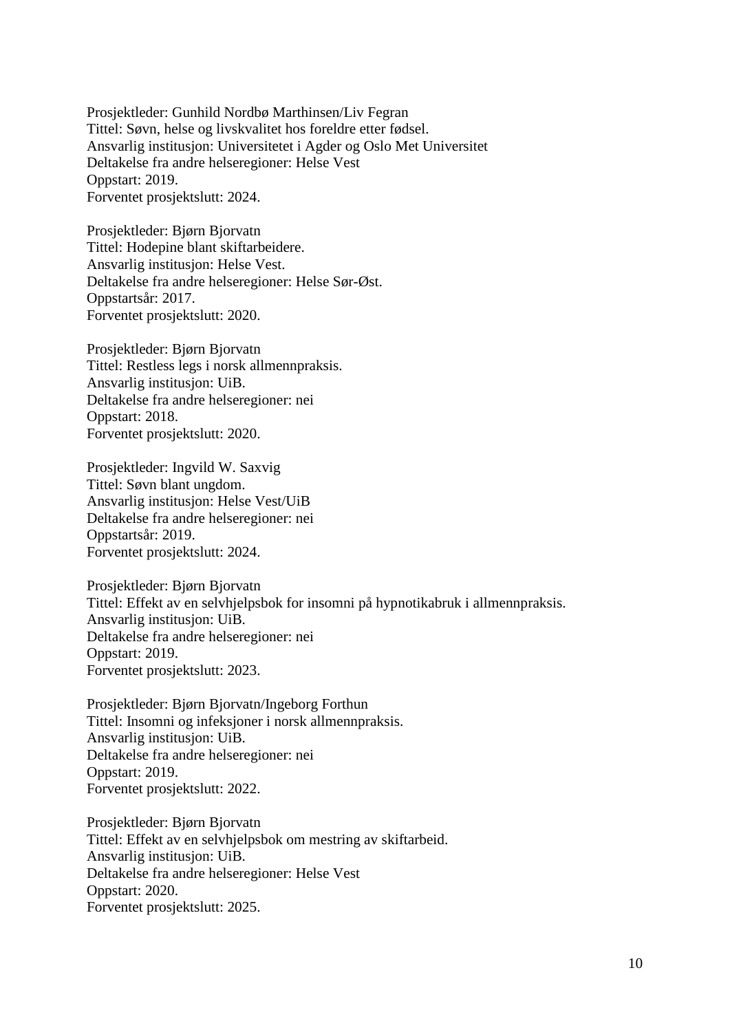Prosjektleder: Gunhild Nordbø Marthinsen/Liv Fegran
Tittel: Søvn, helse og livskvalitet hos foreldre etter fødsel.
Ansvarlig institusjon: Universitetet i Agder og Oslo Met Universitet
Deltakelse fra andre helseregioner: Helse Vest
Oppstart: 2019.
Forventet prosjektslutt: 2024.

Prosjektleder: Bjørn Bjorvatn
Tittel: Hodepine blant skiftarbeidere.
Ansvarlig institusjon: Helse Vest.
Deltakelse fra andre helseregioner: Helse Sør-Øst.
Oppstartsår: 2017.
Forventet prosjektslutt: 2020.

Prosjektleder: Bjørn Bjorvatn
Tittel: Restless legs i norsk allmennpraksis.
Ansvarlig institusjon: UiB.
Deltakelse fra andre helseregioner: nei
Oppstart: 2018.
Forventet prosjektslutt: 2020.

Prosjektleder: Ingvild W. Saxvig
Tittel: Søvn blant ungdom.
Ansvarlig institusjon: Helse Vest/UiB
Deltakelse fra andre helseregioner: nei
Oppstartsår: 2019.
Forventet prosjektslutt: 2024.

Prosjektleder: Bjørn Bjorvatn
Tittel: Effekt av en selvhjelpsbok for insomni på hypnotikabruk i allmennpraksis.
Ansvarlig institusjon: UiB.
Deltakelse fra andre helseregioner: nei
Oppstart: 2019.
Forventet prosjektslutt: 2023.

Prosjektleder: Bjørn Bjorvatn/Ingeborg Forthun
Tittel: Insomni og infeksjoner i norsk allmennpraksis.
Ansvarlig institusjon: UiB.
Deltakelse fra andre helseregioner: nei
Oppstart: 2019.
Forventet prosjektslutt: 2022.

Prosjektleder: Bjørn Bjorvatn
Tittel: Effekt av en selvhjelpsbok om mestring av skiftarbeid.
Ansvarlig institusjon: UiB.
Deltakelse fra andre helseregioner: Helse Vest
Oppstart: 2020.
Forventet prosjektslutt: 2025.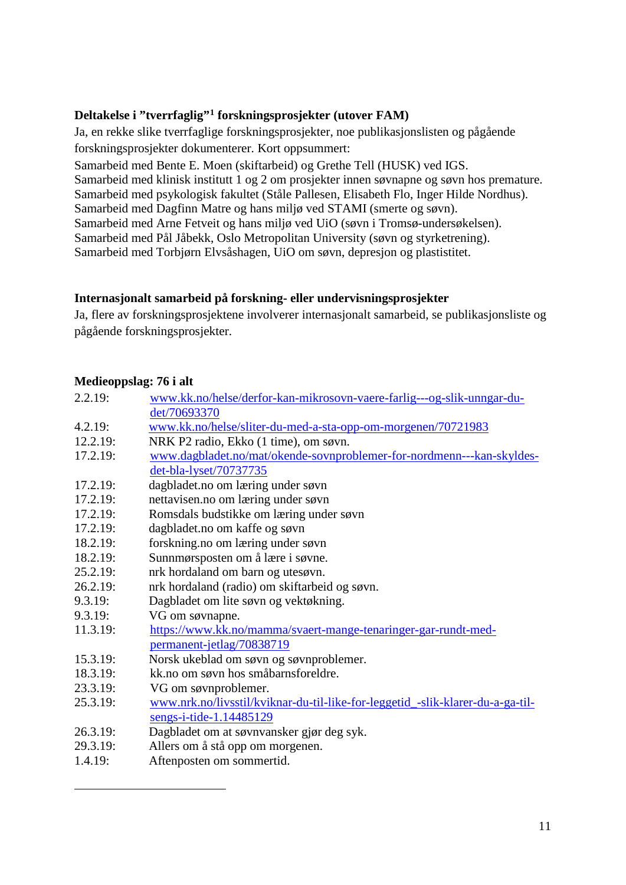### Deltakelse i "tverrfaglig"[1] forskningsprosjekter (utover FAM)

Ja, en rekke slike tverrfaglige forskningsprosjekter, noe publikasjonslisten og pågående forskningsprosjekter dokumenterer. Kort oppsummert:

Samarbeid med Bente E. Moen (skiftarbeid) og Grethe Tell (HUSK) ved IGS.
Samarbeid med klinisk institutt 1 og 2 om prosjekter innen søvnapne og søvn hos premature.
Samarbeid med psykologisk fakultet (Ståle Pallesen, Elisabeth Flo, Inger Hilde Nordhus).
Samarbeid med Dagfinn Matre og hans miljø ved STAMI (smerte og søvn).
Samarbeid med Arne Fetveit og hans miljø ved UiO (søvn i Tromsø-undersøkelsen).
Samarbeid med Pål Jåbekk, Oslo Metropolitan University (søvn og styrketrening).
Samarbeid med Torbjørn Elvsåshagen, UiO om søvn, depresjon og plastistitet.

### Internasjonalt samarbeid på forskning- eller undervisningsprosjekter

Ja, flere av forskningsprosjektene involverer internasjonalt samarbeid, se publikasjonsliste og pågående forskningsprosjekter.

### Medieoppslag: 76 i alt

2.2.19: www.kk.no/helse/derfor-kan-mikrosovn-vaere-farlig---og-slik-unngar-du-det/70693370
4.2.19: www.kk.no/helse/sliter-du-med-a-sta-opp-om-morgenen/70721983
12.2.19: NRK P2 radio, Ekko (1 time), om søvn.
17.2.19: www.dagbladet.no/mat/okende-sovnproblemer-for-nordmenn---kan-skyldes-det-bla-lyset/70737735
17.2.19: dagbladet.no om læring under søvn
17.2.19: nettavisen.no om læring under søvn
17.2.19: Romsdals budstikke om læring under søvn
17.2.19: dagbladet.no om kaffe og søvn
18.2.19: forskning.no om læring under søvn
18.2.19: Sunnmørsposten om å lære i søvne.
25.2.19: nrk hordaland om barn og utesøvn.
26.2.19: nrk hordaland (radio) om skiftarbeid og søvn.
9.3.19: Dagbladet om lite søvn og vektøkning.
9.3.19: VG om søvnapne.
11.3.19: https://www.kk.no/mamma/svaert-mange-tenaringer-gar-rundt-med-permanent-jetlag/70838719
15.3.19: Norsk ukeblad om søvn og søvnproblemer.
18.3.19: kk.no om søvn hos småbarnsforeldre.
23.3.19: VG om søvnproblemer.
25.3.19: www.nrk.no/livsstil/kviknar-du-til-like-for-leggetid_-slik-klarer-du-a-ga-til-sengs-i-tide-1.14485129
26.3.19: Dagbladet om at søvnvansker gjør deg syk.
29.3.19: Allers om å stå opp om morgenen.
1.4.19: Aftenposten om sommertid.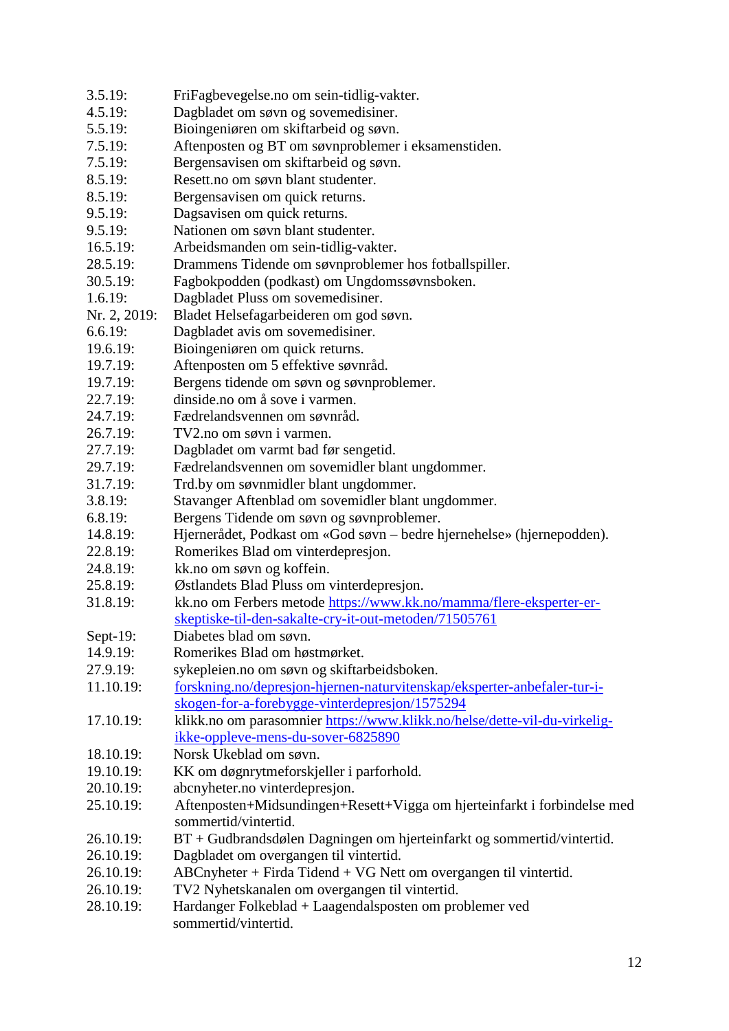3.5.19: FriFagbevegelse.no om sein-tidlig-vakter.
4.5.19: Dagbladet om søvn og sovemedisiner.
5.5.19: Bioingeniøren om skiftarbeid og søvn.
7.5.19: Aftenposten og BT om søvnproblemer i eksamenstiden.
7.5.19: Bergensavisen om skiftarbeid og søvn.
8.5.19: Resett.no om søvn blant studenter.
8.5.19: Bergensavisen om quick returns.
9.5.19: Dagsavisen om quick returns.
9.5.19: Nationen om søvn blant studenter.
16.5.19: Arbeidsmanden om sein-tidlig-vakter.
28.5.19: Drammens Tidende om søvnproblemer hos fotballspiller.
30.5.19: Fagbokpodden (podkast) om Ungdomssøvnsboken.
1.6.19: Dagbladet Pluss om sovemedisiner.
Nr. 2, 2019: Bladet Helsefagarbeideren om god søvn.
6.6.19: Dagbladet avis om sovemedisiner.
19.6.19: Bioingeniøren om quick returns.
19.7.19: Aftenposten om 5 effektive søvnråd.
19.7.19: Bergens tidende om søvn og søvnproblemer.
22.7.19: dinside.no om å sove i varmen.
24.7.19: Fædrelandsvennen om søvnråd.
26.7.19: TV2.no om søvn i varmen.
27.7.19: Dagbladet om varmt bad før sengetid.
29.7.19: Fædrelandsvennen om sovemidler blant ungdommer.
31.7.19: Trd.by om søvnmidler blant ungdommer.
3.8.19: Stavanger Aftenblad om sovemidler blant ungdommer.
6.8.19: Bergens Tidende om søvn og søvnproblemer.
14.8.19: Hjernerådet, Podkast om «God søvn – bedre hjernehelse» (hjernepodden).
22.8.19: Romerikes Blad om vinterdepresjon.
24.8.19: kk.no om søvn og koffein.
25.8.19: Østlandets Blad Pluss om vinterdepresjon.
31.8.19: kk.no om Ferbers metode https://www.kk.no/mamma/flere-eksperter-er-skeptiske-til-den-sakalte-cry-it-out-metoden/71505761
Sept-19: Diabetes blad om søvn.
14.9.19: Romerikes Blad om høstmørket.
27.9.19: sykepleien.no om søvn og skiftarbeidsboken.
11.10.19: forskning.no/depresjon-hjernen-naturvitenskap/eksperter-anbefaler-tur-i-skogen-for-a-forebygge-vinterdepresjon/1575294
17.10.19: klikk.no om parasomnier https://www.klikk.no/helse/dette-vil-du-virkelig-ikke-oppleve-mens-du-sover-6825890
18.10.19: Norsk Ukeblad om søvn.
19.10.19: KK om døgnrytmeforskjeller i parforhold.
20.10.19: abcnyheter.no vinterdepresjon.
25.10.19: Aftenposten+Midsundingen+Resett+Vigga om hjerteinfarkt i forbindelse med sommertid/vintertid.
26.10.19: BT + Gudbrandsdølen Dagningen om hjerteinfarkt og sommertid/vintertid.
26.10.19: Dagbladet om overgangen til vintertid.
26.10.19: ABCnyheter + Firda Tidend + VG Nett om overgangen til vintertid.
26.10.19: TV2 Nyhetskanalen om overgangen til vintertid.
28.10.19: Hardanger Folkeblad + Laagendalsposten om problemer ved sommertid/vintertid.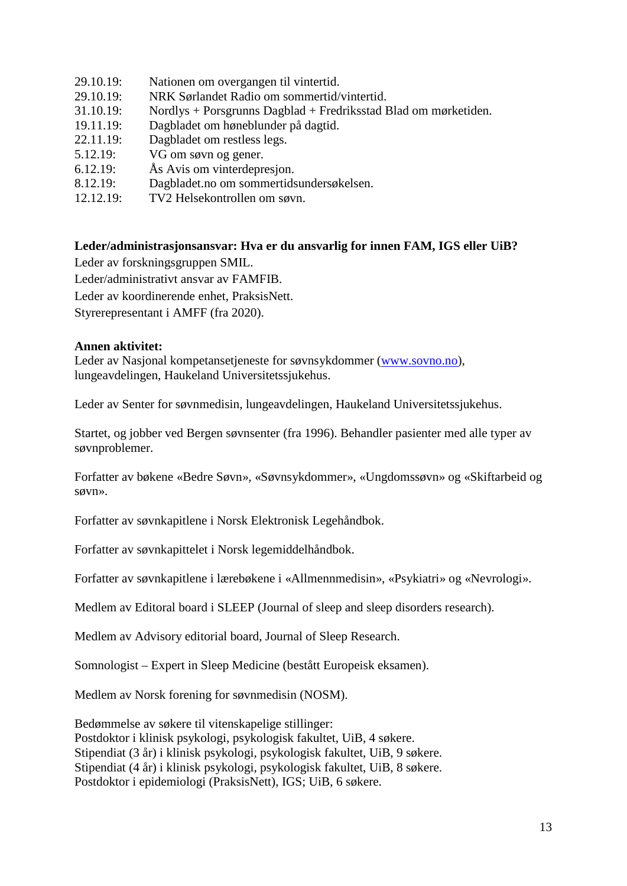29.10.19: Nationen om overgangen til vintertid.
29.10.19: NRK Sørlandet Radio om sommertid/vintertid.
31.10.19: Nordlys + Porsgrunns Dagblad + Fredriksstad Blad om mørketiden.
19.11.19: Dagbladet om høneblunder på dagtid.
22.11.19: Dagbladet om restless legs.
5.12.19: VG om søvn og gener.
6.12.19: Ås Avis om vinterdepresjon.
8.12.19: Dagbladet.no om sommertidsundersøkelsen.
12.12.19: TV2 Helsekontrollen om søvn.

**Leder/administrasjonsansvar: Hva er du ansvarlig for innen FAM, IGS eller UiB?**

Leder av forskningsgruppen SMIL.

Leder/administrativt ansvar av FAMFIB.

Leder av koordinerende enhet, PraksisNett.

Styrerepresentant i AMFF (fra 2020).

**Annen aktivitet:**

Leder av Nasjonal kompetansetjeneste for søvnsykdommer (www.sovno.no), lungeavdelingen, Haukeland Universitetssjukehus.

Leder av Senter for søvnmedisin, lungeavdelingen, Haukeland Universitetssjukehus.

Startet, og jobber ved Bergen søvnsenter (fra 1996). Behandler pasienter med alle typer av søvnproblemer.

Forfatter av bøkene «Bedre Søvn», «Søvnsykdommer», «Ungdomssøvn» og «Skiftarbeid og søvn».

Forfatter av søvnkapitlene i Norsk Elektronisk Legehåndbok.

Forfatter av søvnkapittelet i Norsk legemiddelhåndbok.

Forfatter av søvnkapitlene i lærebøkene i «Allmennmedisin», «Psykiatri» og «Nevrologi».

Medlem av Editoral board i SLEEP (Journal of sleep and sleep disorders research).

Medlem av Advisory editorial board, Journal of Sleep Research.

Somnologist – Expert in Sleep Medicine (bestått Europeisk eksamen).

Medlem av Norsk forening for søvnmedisin (NOSM).

Bedømmelse av søkere til vitenskapelige stillinger:
Postdoktor i klinisk psykologi, psykologisk fakultet, UiB, 4 søkere.
Stipendiat (3 år) i klinisk psykologi, psykologisk fakultet, UiB, 9 søkere.
Stipendiat (4 år) i klinisk psykologi, psykologisk fakultet, UiB, 8 søkere.
Postdoktor i epidemiologi (PraksisNett), IGS; UiB, 6 søkere.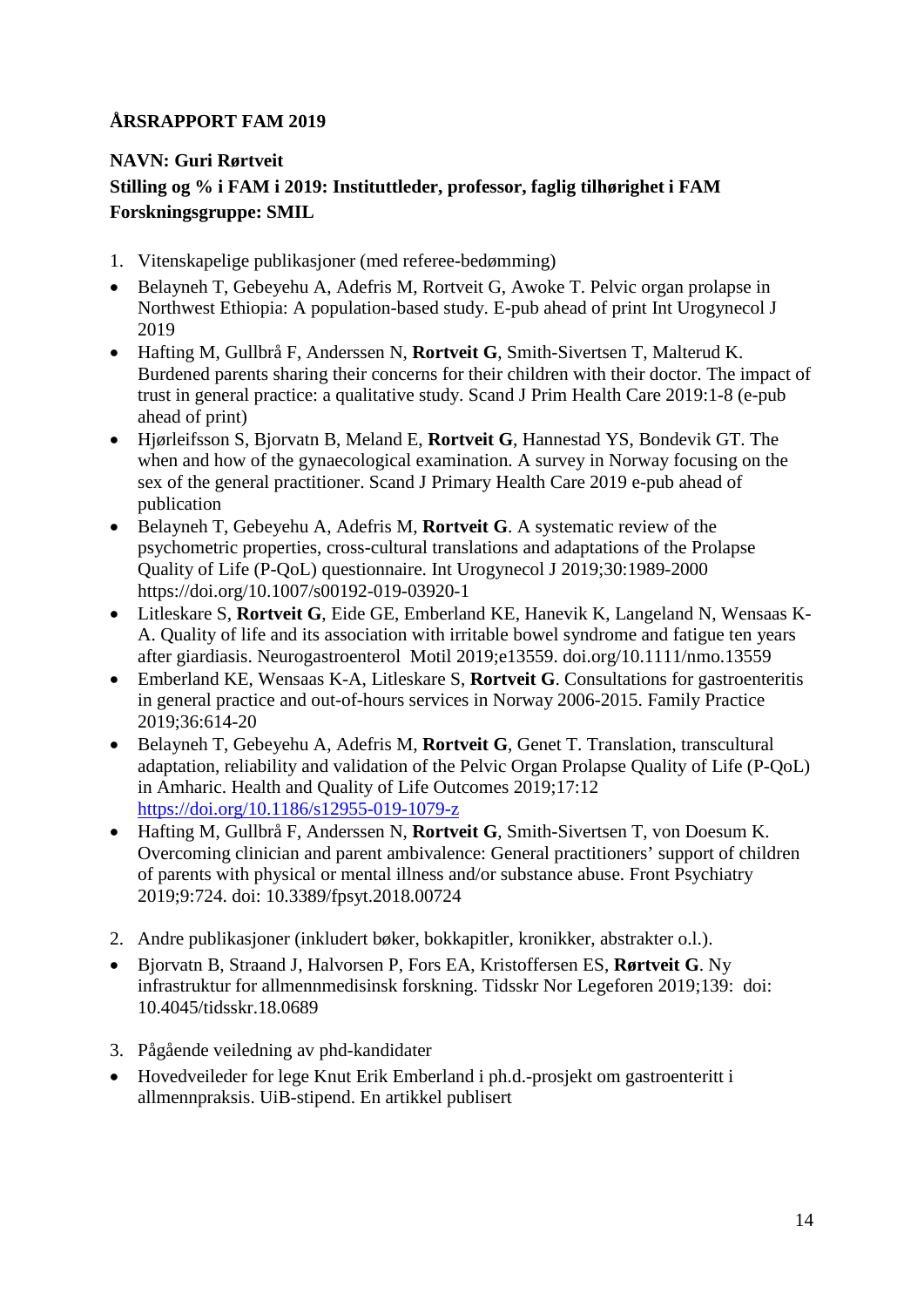**ÅRSRAPPORT FAM 2019**

**NAVN: Guri Rørtveit**
**Stilling og % i FAM i 2019: Instituttleder, professor, faglig tilhørighet i FAM**
**Forskningsgruppe: SMIL**

1. Vitenskapelige publikasjoner (med referee-bedømming)

- Belayneh T, Gebeyehu A, Adefris M, Rortveit G, Awoke T. Pelvic organ prolapse in Northwest Ethiopia: A population-based study. E-pub ahead of print Int Urogynecol J 2019
- Hafting M, Gullbrå F, Anderssen N, **Rortveit G**, Smith-Sivertsen T, Malterud K. Burdened parents sharing their concerns for their children with their doctor. The impact of trust in general practice: a qualitative study. Scand J Prim Health Care 2019:1-8 (e-pub ahead of print)
- Hjørleifsson S, Bjorvatn B, Meland E, **Rortveit G**, Hannestad YS, Bondevik GT. The when and how of the gynaecological examination. A survey in Norway focusing on the sex of the general practitioner. Scand J Primary Health Care 2019 e-pub ahead of publication
- Belayneh T, Gebeyehu A, Adefris M, **Rortveit G**. A systematic review of the psychometric properties, cross-cultural translations and adaptations of the Prolapse Quality of Life (P-QoL) questionnaire. Int Urogynecol J 2019;30:1989-2000 https://doi.org/10.1007/s00192-019-03920-1
- Litleskare S, **Rortveit G**, Eide GE, Emberland KE, Hanevik K, Langeland N, Wensaas K-A. Quality of life and its association with irritable bowel syndrome and fatigue ten years after giardiasis. Neurogastroenterol Motil 2019;e13559. doi.org/10.1111/nmo.13559
- Emberland KE, Wensaas K-A, Litleskare S, **Rortveit G**. Consultations for gastroenteritis in general practice and out-of-hours services in Norway 2006-2015. Family Practice 2019;36:614-20
- Belayneh T, Gebeyehu A, Adefris M, **Rortveit G**, Genet T. Translation, transcultural adaptation, reliability and validation of the Pelvic Organ Prolapse Quality of Life (P-QoL) in Amharic. Health and Quality of Life Outcomes 2019;17:12 https://doi.org/10.1186/s12955-019-1079-z
- Hafting M, Gullbrå F, Anderssen N, **Rortveit G**, Smith-Sivertsen T, von Doesum K. Overcoming clinician and parent ambivalence: General practitioners' support of children of parents with physical or mental illness and/or substance abuse. Front Psychiatry 2019;9:724. doi: 10.3389/fpsyt.2018.00724

2. Andre publikasjoner (inkludert bøker, bokkapitler, kronikker, abstrakter o.l.).

- Bjorvatn B, Straand J, Halvorsen P, Fors EA, Kristoffersen ES, **Rørtveit G**. Ny infrastruktur for allmennmedisinsk forskning. Tidsskr Nor Legeforen 2019;139: doi: 10.4045/tidsskr.18.0689

3. Pågående veiledning av phd-kandidater

- Hovedveileder for lege Knut Erik Emberland i ph.d.-prosjekt om gastroenteritt i allmennpraksis. UiB-stipend. En artikkel publisert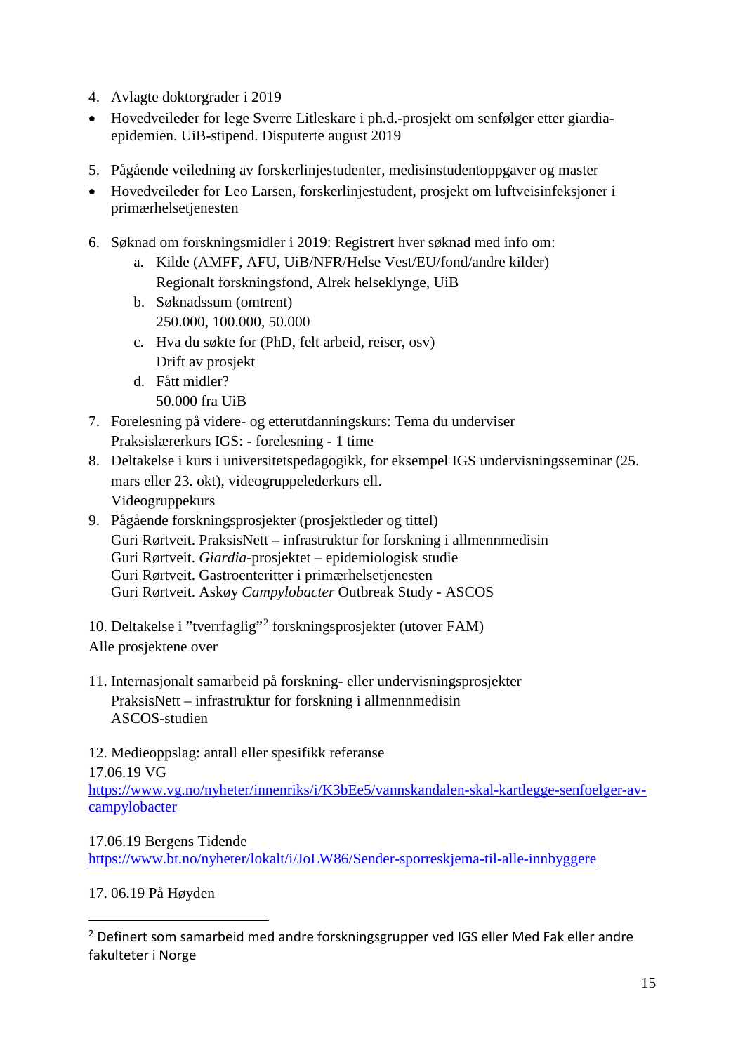4. Avlagte doktorgrader i 2019

- Hovedveileder for lege Sverre Litleskare i ph.d.-prosjekt om senfølger etter giardia-epidemien. UiB-stipend. Disputerte august 2019

5. Pågående veiledning av forskerlinjestudenter, medisinstudentoppgaver og master

- Hovedveileder for Leo Larsen, forskerlinjestudent, prosjekt om luftveisinfeksjoner i primærhelsetjenesten

6. Søknad om forskningsmidler i 2019: Registrert hver søknad med info om:
   a. Kilde (AMFF, AFU, UiB/NFR/Helse Vest/EU/fond/andre kilder)
      Regionalt forskningsfond, Alrek helseklynge, UiB
   b. Søknadssum (omtrent)
      250.000, 100.000, 50.000
   c. Hva du søkte for (PhD, felt arbeid, reiser, osv)
      Drift av prosjekt
   d. Fått midler?
      50.000 fra UiB
7. Forelesning på videre- og etterutdanningskurs: Tema du underviser
   Praksislærerkurs IGS: - forelesning - 1 time
8. Deltakelse i kurs i universitetspedagogikk, for eksempel IGS undervisningsseminar (25. mars eller 23. okt), videogruppelederkurs ell.
   Videogruppekurs
9. Pågående forskningsprosjekter (prosjektleder og tittel)
   Guri Rørtveit. PraksisNett – infrastruktur for forskning i allmennmedisin
   Guri Rørtveit. *Giardia*-prosjektet – epidemiologisk studie
   Guri Rørtveit. Gastroenteritter i primærhelsetjenesten
   Guri Rørtveit. Askøy *Campylobacter* Outbreak Study - ASCOS

10. Deltakelse i "tverrfaglig"[2] forskningsprosjekter (utover FAM)
Alle prosjektene over

11. Internasjonalt samarbeid på forskning- eller undervisningsprosjekter
    PraksisNett – infrastruktur for forskning i allmennmedisin
    ASCOS-studien

12. Medieoppslag: antall eller spesifikk referanse
17.06.19 VG
https://www.vg.no/nyheter/innenriks/i/K3bEe5/vannskandalen-skal-kartlegge-senfoelger-av-campylobacter

17.06.19 Bergens Tidende
https://www.bt.no/nyheter/lokalt/i/JoLW86/Sender-sporreskjema-til-alle-innbyggere

17. 06.19 På Høyden

[2] Definert som samarbeid med andre forskningsgrupper ved IGS eller Med Fak eller andre fakulteter i Norge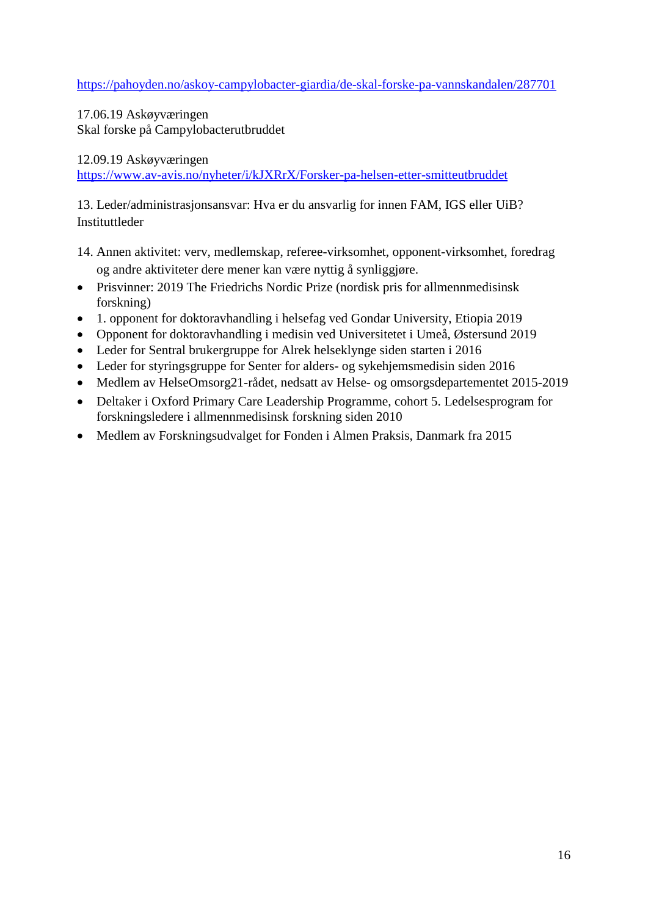https://pahoyden.no/askoy-campylobacter-giardia/de-skal-forske-pa-vannskandalen/287701

17.06.19 Askøyværingen
Skal forske på Campylobacterutbruddet

12.09.19 Askøyværingen
https://www.av-avis.no/nyheter/i/kJXRrX/Forsker-pa-helsen-etter-smitteutbruddet

13. Leder/administrasjonsansvar: Hva er du ansvarlig for innen FAM, IGS eller UiB?
Instituttleder

14. Annen aktivitet: verv, medlemskap, referee-virksomhet, opponent-virksomhet, foredrag og andre aktiviteter dere mener kan være nyttig å synliggjøre.

- Prisvinner: 2019 The Friedrichs Nordic Prize (nordisk pris for allmennmedisinsk forskning)
- 1. opponent for doktoravhandling i helsefag ved Gondar University, Etiopia 2019
- Opponent for doktoravhandling i medisin ved Universitetet i Umeå, Østersund 2019
- Leder for Sentral brukergruppe for Alrek helseklynge siden starten i 2016
- Leder for styringsgruppe for Senter for alders- og sykehjemsmedisin siden 2016
- Medlem av HelseOmsorg21-rådet, nedsatt av Helse- og omsorgsdepartementet 2015-2019
- Deltaker i Oxford Primary Care Leadership Programme, cohort 5. Ledelsesprogram for forskningsledere i allmennmedisinsk forskning siden 2010
- Medlem av Forskningsudvalget for Fonden i Almen Praksis, Danmark fra 2015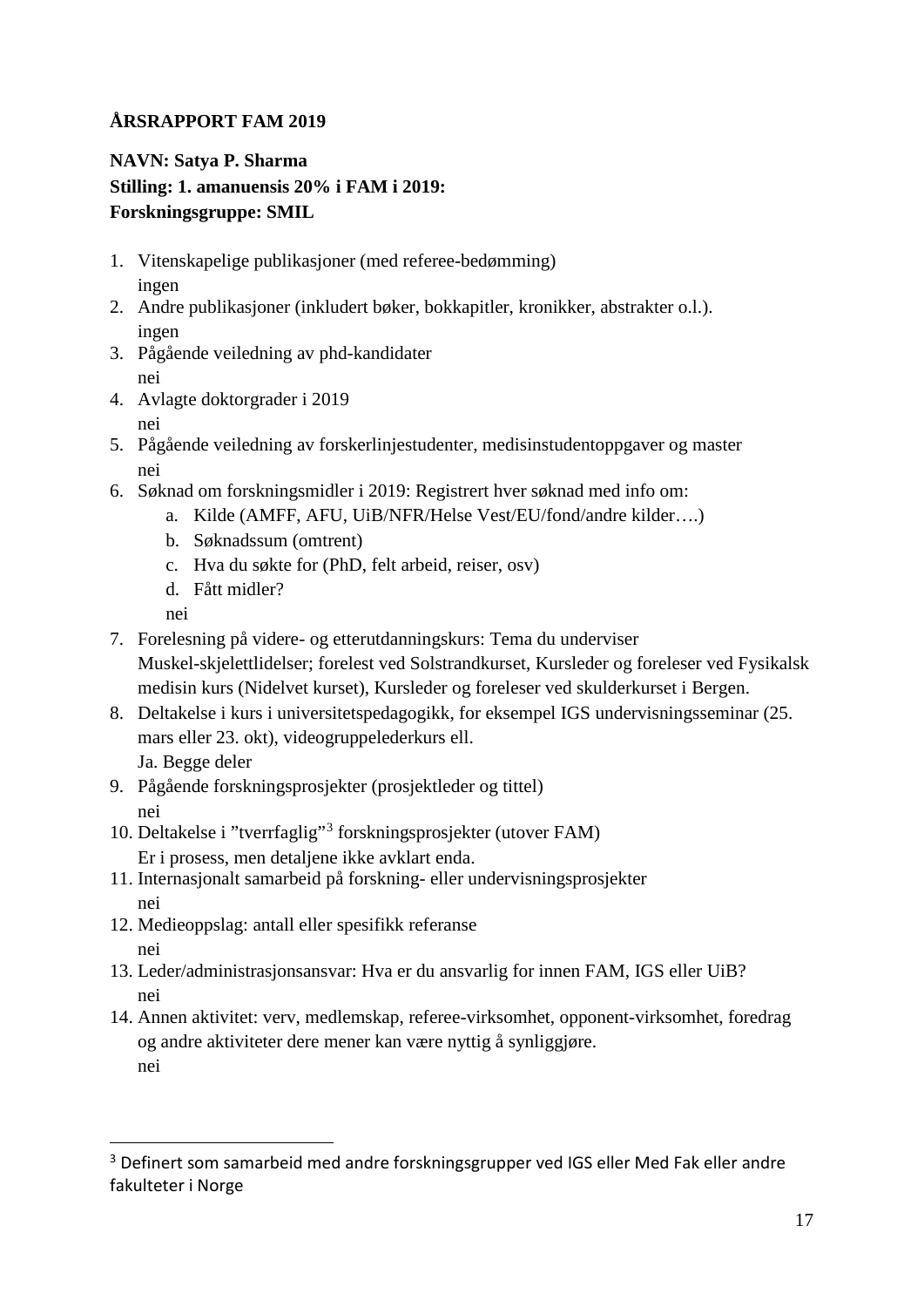**ÅRSRAPPORT FAM 2019**

**NAVN: Satya P. Sharma**
**Stilling: 1. amanuensis 20% i FAM i 2019:**
**Forskningsgruppe: SMIL**

1. Vitenskapelige publikasjoner (med referee-bedømming)
   ingen
2. Andre publikasjoner (inkludert bøker, bokkapitler, kronikker, abstrakter o.l.).
   ingen
3. Pågående veiledning av phd-kandidater
   nei
4. Avlagte doktorgrader i 2019
   nei
5. Pågående veiledning av forskerlinjestudenter, medisinstudentoppgaver og master
   nei
6. Søknad om forskningsmidler i 2019: Registrert hver søknad med info om:
   a. Kilde (AMFF, AFU, UiB/NFR/Helse Vest/EU/fond/andre kilder….)
   b. Søknadssum (omtrent)
   c. Hva du søkte for (PhD, felt arbeid, reiser, osv)
   d. Fått midler?
   
   nei
7. Forelesning på videre- og etterutdanningskurs: Tema du underviser
   Muskel-skjelettlidelser; forelest ved Solstrandkurset, Kursleder og foreleser ved Fysikalsk medisin kurs (Nidelvet kurset), Kursleder og foreleser ved skulderkurset i Bergen.
8. Deltakelse i kurs i universitetspedagogikk, for eksempel IGS undervisningsseminar (25. mars eller 23. okt), videogruppelederkurs ell.
   Ja. Begge deler
9. Pågående forskningsprosjekter (prosjektleder og tittel)
   nei
10. Deltakelse i "tverrfaglig"[3] forskningsprosjekter (utover FAM)
    Er i prosess, men detaljene ikke avklart enda.
11. Internasjonalt samarbeid på forskning- eller undervisningsprosjekter
    nei
12. Medieoppslag: antall eller spesifikk referanse
    nei
13. Leder/administrasjonsansvar: Hva er du ansvarlig for innen FAM, IGS eller UiB?
    nei
14. Annen aktivitet: verv, medlemskap, referee-virksomhet, opponent-virksomhet, foredrag og andre aktiviteter dere mener kan være nyttig å synliggjøre.
    nei

---

[3] Definert som samarbeid med andre forskningsgrupper ved IGS eller Med Fak eller andre fakulteter i Norge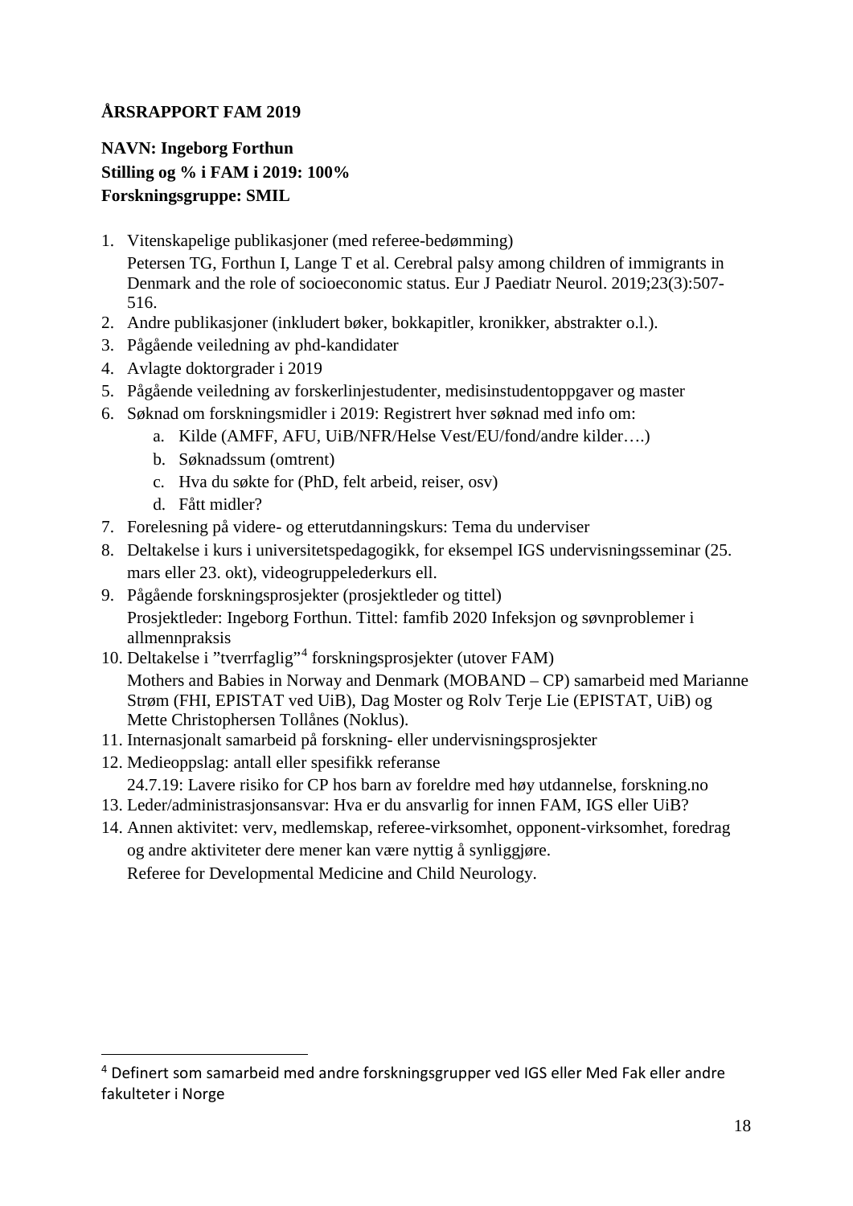**ÅRSRAPPORT FAM 2019**

**NAVN: Ingeborg Forthun**
**Stilling og % i FAM i 2019: 100%**
**Forskningsgruppe: SMIL**

1. Vitenskapelige publikasjoner (med referee-bedømming)
   Petersen TG, Forthun I, Lange T et al. Cerebral palsy among children of immigrants in Denmark and the role of socioeconomic status. Eur J Paediatr Neurol. 2019;23(3):507-516.
2. Andre publikasjoner (inkludert bøker, bokkapitler, kronikker, abstrakter o.l.).
3. Pågående veiledning av phd-kandidater
4. Avlagte doktorgrader i 2019
5. Pågående veiledning av forskerlinjestudenter, medisinstudentoppgaver og master
6. Søknad om forskningsmidler i 2019: Registrert hver søknad med info om:
   a. Kilde (AMFF, AFU, UiB/NFR/Helse Vest/EU/fond/andre kilder….)
   b. Søknadssum (omtrent)
   c. Hva du søkte for (PhD, felt arbeid, reiser, osv)
   d. Fått midler?
7. Forelesning på videre- og etterutdanningskurs: Tema du underviser
8. Deltakelse i kurs i universitetspedagogikk, for eksempel IGS undervisningsseminar (25. mars eller 23. okt), videogruppelederkurs ell.
9. Pågående forskningsprosjekter (prosjektleder og tittel)
   Prosjektleder: Ingeborg Forthun. Tittel: famfib 2020 Infeksjon og søvnproblemer i allmennpraksis
10. Deltakelse i "tverrfaglig"[4] forskningsprosjekter (utover FAM)
    Mothers and Babies in Norway and Denmark (MOBAND – CP) samarbeid med Marianne Strøm (FHI, EPISTAT ved UiB), Dag Moster og Rolv Terje Lie (EPISTAT, UiB) og Mette Christophersen Tollånes (Noklus).
11. Internasjonalt samarbeid på forskning- eller undervisningsprosjekter
12. Medieoppslag: antall eller spesifikk referanse
    24.7.19: Lavere risiko for CP hos barn av foreldre med høy utdannelse, forskning.no
13. Leder/administrasjonsansvar: Hva er du ansvarlig for innen FAM, IGS eller UiB?
14. Annen aktivitet: verv, medlemskap, referee-virksomhet, opponent-virksomhet, foredrag og andre aktiviteter dere mener kan være nyttig å synliggjøre.
    Referee for Developmental Medicine and Child Neurology.

[4] Definert som samarbeid med andre forskningsgrupper ved IGS eller Med Fak eller andre fakulteter i Norge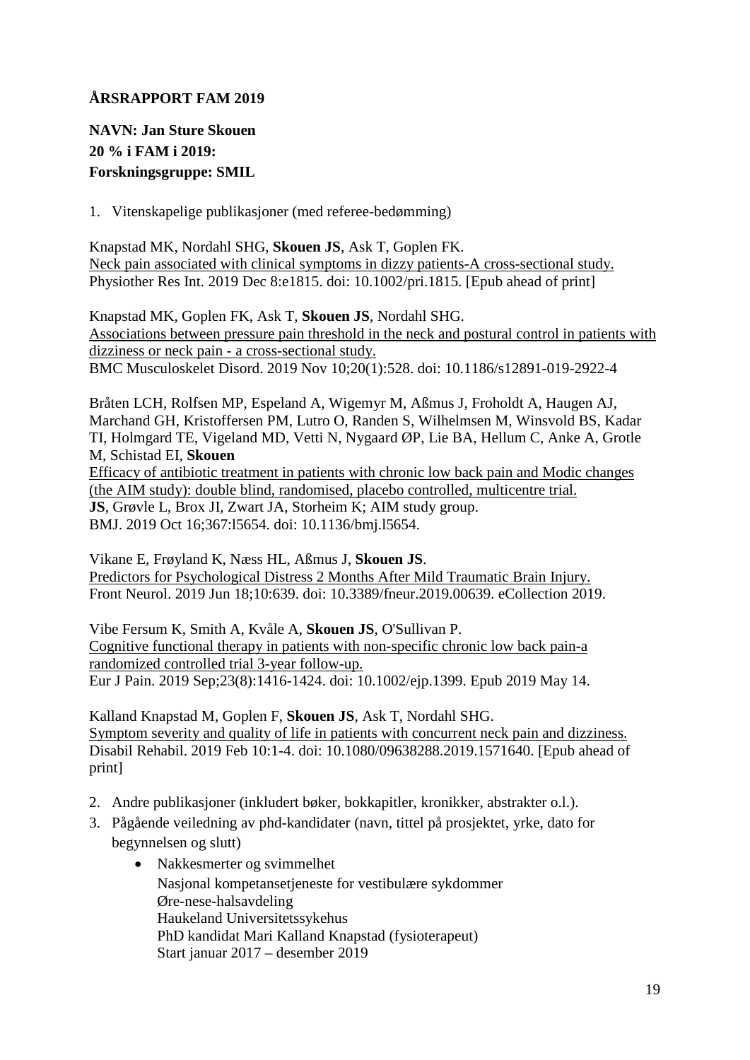**ÅRSRAPPORT FAM 2019**

**NAVN: Jan Sture Skouen**
**20 % i FAM i 2019:**
**Forskningsgruppe: SMIL**

1. Vitenskapelige publikasjoner (med referee-bedømming)

Knapstad MK, Nordahl SHG, **Skouen JS**, Ask T, Goplen FK.
Neck pain associated with clinical symptoms in dizzy patients-A cross-sectional study.
Physiother Res Int. 2019 Dec 8:e1815. doi: 10.1002/pri.1815. [Epub ahead of print]

Knapstad MK, Goplen FK, Ask T, **Skouen JS**, Nordahl SHG.
Associations between pressure pain threshold in the neck and postural control in patients with dizziness or neck pain - a cross-sectional study.
BMC Musculoskelet Disord. 2019 Nov 10;20(1):528. doi: 10.1186/s12891-019-2922-4

Bråten LCH, Rolfsen MP, Espeland A, Wigemyr M, Aßmus J, Froholdt A, Haugen AJ, Marchand GH, Kristoffersen PM, Lutro O, Randen S, Wilhelmsen M, Winsvold BS, Kadar TI, Holmgard TE, Vigeland MD, Vetti N, Nygaard ØP, Lie BA, Hellum C, Anke A, Grotle M, Schistad EI, **Skouen**
Efficacy of antibiotic treatment in patients with chronic low back pain and Modic changes (the AIM study): double blind, randomised, placebo controlled, multicentre trial.
**JS**, Grøvle L, Brox JI, Zwart JA, Storheim K; AIM study group.
BMJ. 2019 Oct 16;367:l5654. doi: 10.1136/bmj.l5654.

Vikane E, Frøyland K, Næss HL, Aßmus J, **Skouen JS**.
Predictors for Psychological Distress 2 Months After Mild Traumatic Brain Injury.
Front Neurol. 2019 Jun 18;10:639. doi: 10.3389/fneur.2019.00639. eCollection 2019.

Vibe Fersum K, Smith A, Kvåle A, **Skouen JS**, O'Sullivan P.
Cognitive functional therapy in patients with non-specific chronic low back pain-a randomized controlled trial 3-year follow-up.
Eur J Pain. 2019 Sep;23(8):1416-1424. doi: 10.1002/ejp.1399. Epub 2019 May 14.

Kalland Knapstad M, Goplen F, **Skouen JS**, Ask T, Nordahl SHG.
Symptom severity and quality of life in patients with concurrent neck pain and dizziness.
Disabil Rehabil. 2019 Feb 10:1-4. doi: 10.1080/09638288.2019.1571640. [Epub ahead of print]

2. Andre publikasjoner (inkludert bøker, bokkapitler, kronikker, abstrakter o.l.).
3. Pågående veiledning av phd-kandidater (navn, tittel på prosjektet, yrke, dato for begynnelsen og slutt)
   - Nakkesmerter og svimmelhet
     Nasjonal kompetansetjeneste for vestibulære sykdommer
     Øre-nese-halsavdeling
     Haukeland Universitetssykehus
     PhD kandidat Mari Kalland Knapstad (fysioterapeut)
     Start januar 2017 – desember 2019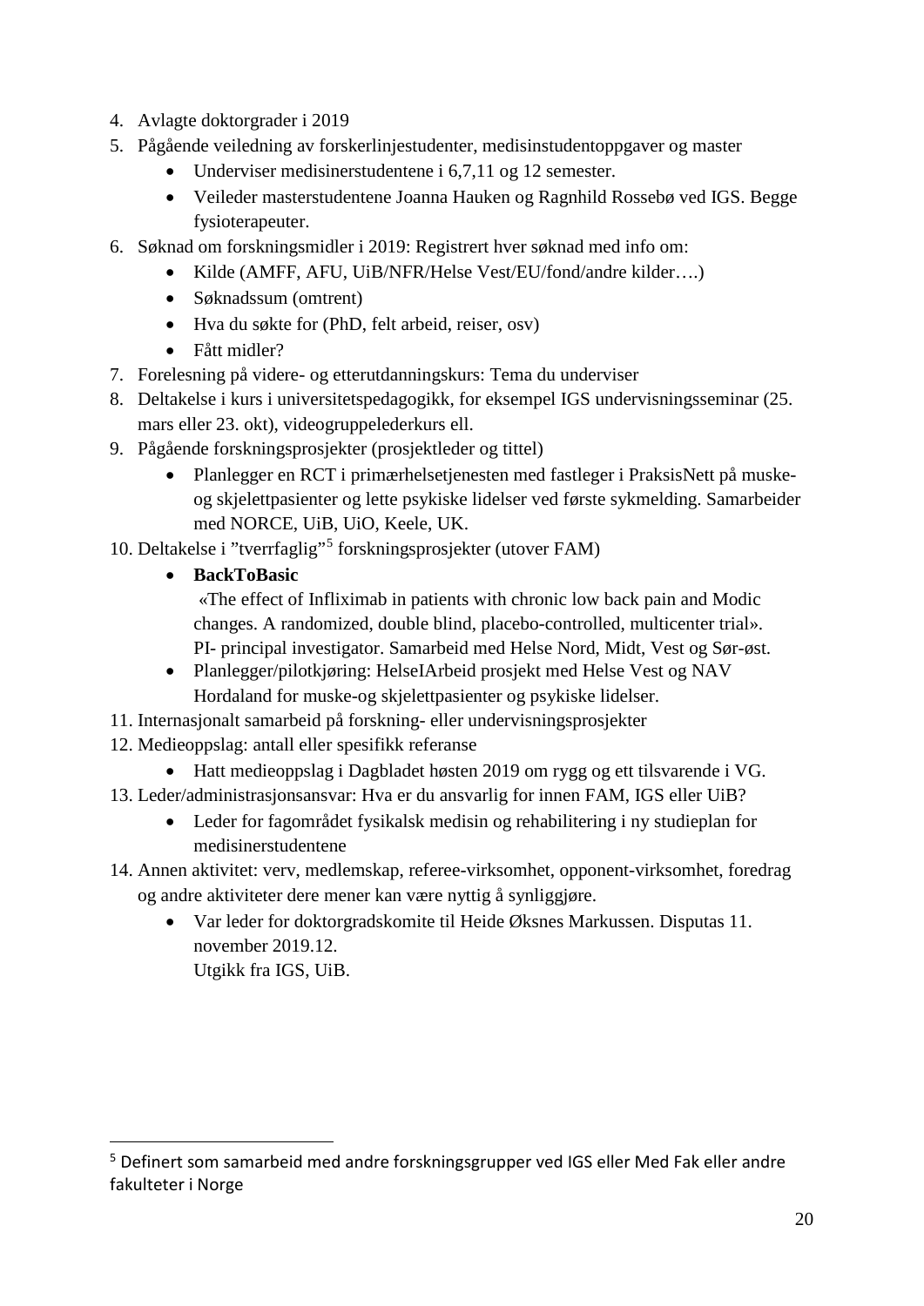4. Avlagte doktorgrader i 2019
5. Pågående veiledning av forskerlinjestudenter, medisinstudentoppgaver og master
    - Underviser medisinerstudentene i 6,7,11 og 12 semester.
    - Veileder masterstudentene Joanna Hauken og Ragnhild Rossebø ved IGS. Begge fysioterapeuter.
6. Søknad om forskningsmidler i 2019: Registrert hver søknad med info om:
    - Kilde (AMFF, AFU, UiB/NFR/Helse Vest/EU/fond/andre kilder….)
    - Søknadssum (omtrent)
    - Hva du søkte for (PhD, felt arbeid, reiser, osv)
    - Fått midler?
7. Forelesning på videre- og etterutdanningskurs: Tema du underviser
8. Deltakelse i kurs i universitetspedagogikk, for eksempel IGS undervisningsseminar (25. mars eller 23. okt), videogruppelederkurs ell.
9. Pågående forskningsprosjekter (prosjektleder og tittel)
    - Planlegger en RCT i primærhelsetjenesten med fastleger i PraksisNett på muske- og skjelettpasienter og lette psykiske lidelser ved første sykmelding. Samarbeider med NORCE, UiB, UiO, Keele, UK.
10. Deltakelse i "tverrfaglig"[5] forskningsprosjekter (utover FAM)
    - **BackToBasic**
      «The effect of Infliximab in patients with chronic low back pain and Modic changes. A randomized, double blind, placebo-controlled, multicenter trial». PI- principal investigator. Samarbeid med Helse Nord, Midt, Vest og Sør-øst.
    - Planlegger/pilotkjøring: HelseIArbeid prosjekt med Helse Vest og NAV Hordaland for muske-og skjelettpasienter og psykiske lidelser.
11. Internasjonalt samarbeid på forskning- eller undervisningsprosjekter
12. Medieoppslag: antall eller spesifikk referanse
    - Hatt medieoppslag i Dagbladet høsten 2019 om rygg og ett tilsvarende i VG.
13. Leder/administrasjonsansvar: Hva er du ansvarlig for innen FAM, IGS eller UiB?
    - Leder for fagområdet fysikalsk medisin og rehabilitering i ny studieplan for medisinerstudentene
14. Annen aktivitet: verv, medlemskap, referee-virksomhet, opponent-virksomhet, foredrag og andre aktiviteter dere mener kan være nyttig å synliggjøre.
    - Var leder for doktorgradskomite til Heide Øksnes Markussen. Disputas 11. november 2019.12.
      Utgikk fra IGS, UiB.

---

[5] Definert som samarbeid med andre forskningsgrupper ved IGS eller Med Fak eller andre fakulteter i Norge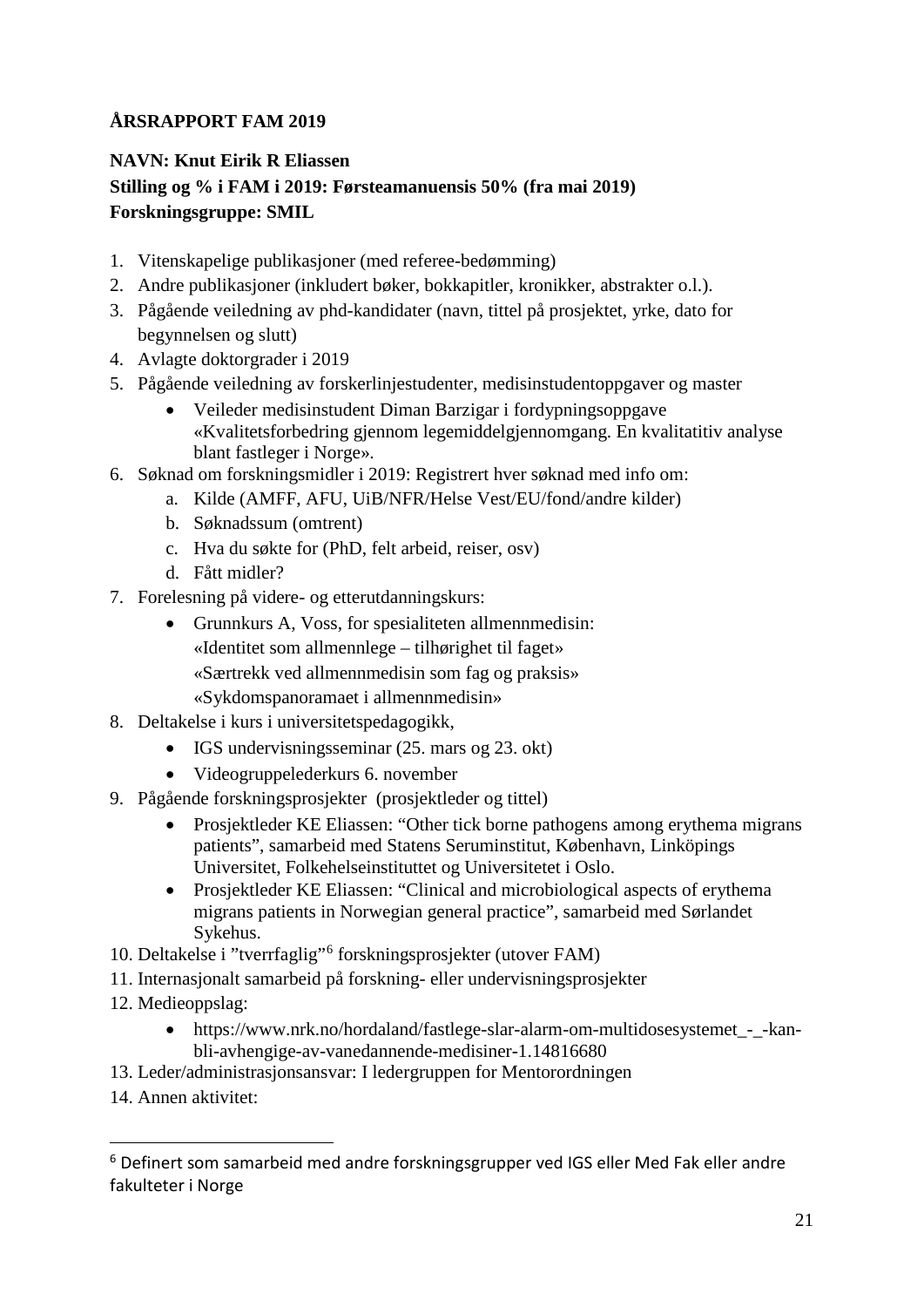**ÅRSRAPPORT FAM 2019**

**NAVN: Knut Eirik R Eliassen**
**Stilling og % i FAM i 2019: Førsteamanuensis 50% (fra mai 2019)**
**Forskningsgruppe: SMIL**

1. Vitenskapelige publikasjoner (med referee-bedømming)
2. Andre publikasjoner (inkludert bøker, bokkapitler, kronikker, abstrakter o.l.).
3. Pågående veiledning av phd-kandidater (navn, tittel på prosjektet, yrke, dato for begynnelsen og slutt)
4. Avlagte doktorgrader i 2019
5. Pågående veiledning av forskerlinjestudenter, medisinstudentoppgaver og master
    - Veileder medisinstudent Diman Barzigar i fordypningsoppgave «Kvalitetsforbedring gjennom legemiddelgjennomgang. En kvalitatitiv analyse blant fastleger i Norge».
6. Søknad om forskningsmidler i 2019: Registrert hver søknad med info om:
    a. Kilde (AMFF, AFU, UiB/NFR/Helse Vest/EU/fond/andre kilder)
    b. Søknadssum (omtrent)
    c. Hva du søkte for (PhD, felt arbeid, reiser, osv)
    d. Fått midler?
7. Forelesning på videre- og etterutdanningskurs:
    - Grunnkurs A, Voss, for spesialiteten allmennmedisin:
      «Identitet som allmennlege – tilhørighet til faget»
      «Særtrekk ved allmennmedisin som fag og praksis»
      «Sykdomspanoramaet i allmennmedisin»
8. Deltakelse i kurs i universitetspedagogikk,
    - IGS undervisningsseminar (25. mars og 23. okt)
    - Videogruppelederkurs 6. november
9. Pågående forskningsprosjekter (prosjektleder og tittel)
    - Prosjektleder KE Eliassen: "Other tick borne pathogens among erythema migrans patients", samarbeid med Statens Seruminstitut, København, Linköpings Universitet, Folkehelseinstituttet og Universitetet i Oslo.
    - Prosjektleder KE Eliassen: "Clinical and microbiological aspects of erythema migrans patients in Norwegian general practice", samarbeid med Sørlandet Sykehus.
10. Deltakelse i "tverrfaglig"[6] forskningsprosjekter (utover FAM)
11. Internasjonalt samarbeid på forskning- eller undervisningsprosjekter
12. Medieoppslag:
    - https://www.nrk.no/hordaland/fastlege-slar-alarm-om-multidosesystemet_-_-kan-bli-avhengige-av-vanedannende-medisiner-1.14816680
13. Leder/administrasjonsansvar: I ledergruppen for Mentorordningen
14. Annen aktivitet:

[6] Definert som samarbeid med andre forskningsgrupper ved IGS eller Med Fak eller andre fakulteter i Norge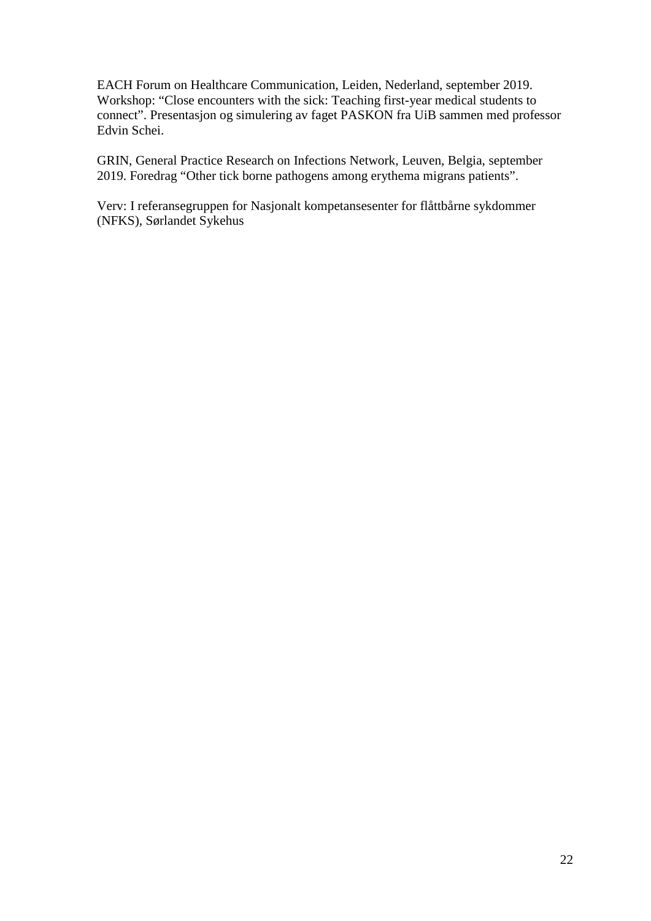EACH Forum on Healthcare Communication, Leiden, Nederland, september 2019. Workshop: “Close encounters with the sick: Teaching first-year medical students to connect”. Presentasjon og simulering av faget PASKON fra UiB sammen med professor Edvin Schei.

GRIN, General Practice Research on Infections Network, Leuven, Belgia, september 2019. Foredrag “Other tick borne pathogens among erythema migrans patients”.

Verv: I referansegruppen for Nasjonalt kompetansesenter for flåttbårne sykdommer (NFKS), Sørlandet Sykehus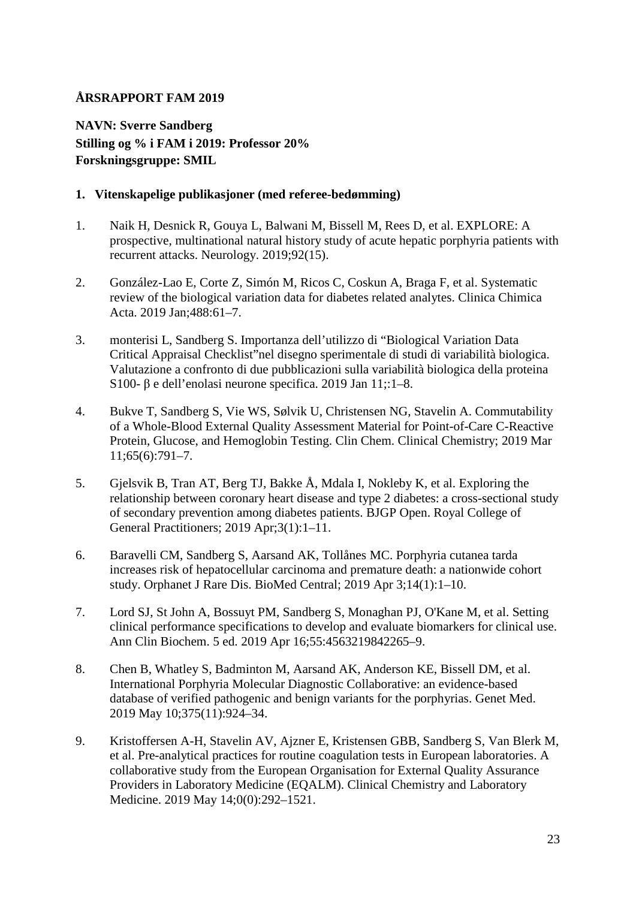**ÅRSRAPPORT FAM 2019**

**NAVN: Sverre Sandberg**
**Stilling og % i FAM i 2019: Professor 20%**
**Forskningsgruppe: SMIL**

**1. Vitenskapelige publikasjoner (med referee-bedømming)**

1. Naik H, Desnick R, Gouya L, Balwani M, Bissell M, Rees D, et al. EXPLORE: A prospective, multinational natural history study of acute hepatic porphyria patients with recurrent attacks. Neurology. 2019;92(15).

2. González-Lao E, Corte Z, Simón M, Ricos C, Coskun A, Braga F, et al. Systematic review of the biological variation data for diabetes related analytes. Clinica Chimica Acta. 2019 Jan;488:61–7.

3. monterisi L, Sandberg S. Importanza dell'utilizzo di "Biological Variation Data Critical Appraisal Checklist"nel disegno sperimentale di studi di variabilità biologica. Valutazione a confronto di due pubblicazioni sulla variabilità biologica della proteina S100- β e dell'enolasi neurone specifica. 2019 Jan 11;:1–8.

4. Bukve T, Sandberg S, Vie WS, Sølvik U, Christensen NG, Stavelin A. Commutability of a Whole-Blood External Quality Assessment Material for Point-of-Care C-Reactive Protein, Glucose, and Hemoglobin Testing. Clin Chem. Clinical Chemistry; 2019 Mar 11;65(6):791–7.

5. Gjelsvik B, Tran AT, Berg TJ, Bakke Å, Mdala I, Nokleby K, et al. Exploring the relationship between coronary heart disease and type 2 diabetes: a cross-sectional study of secondary prevention among diabetes patients. BJGP Open. Royal College of General Practitioners; 2019 Apr;3(1):1–11.

6. Baravelli CM, Sandberg S, Aarsand AK, Tollånes MC. Porphyria cutanea tarda increases risk of hepatocellular carcinoma and premature death: a nationwide cohort study. Orphanet J Rare Dis. BioMed Central; 2019 Apr 3;14(1):1–10.

7. Lord SJ, St John A, Bossuyt PM, Sandberg S, Monaghan PJ, O'Kane M, et al. Setting clinical performance specifications to develop and evaluate biomarkers for clinical use. Ann Clin Biochem. 5 ed. 2019 Apr 16;55:4563219842265–9.

8. Chen B, Whatley S, Badminton M, Aarsand AK, Anderson KE, Bissell DM, et al. International Porphyria Molecular Diagnostic Collaborative: an evidence-based database of verified pathogenic and benign variants for the porphyrias. Genet Med. 2019 May 10;375(11):924–34.

9. Kristoffersen A-H, Stavelin AV, Ajzner E, Kristensen GBB, Sandberg S, Van Blerk M, et al. Pre-analytical practices for routine coagulation tests in European laboratories. A collaborative study from the European Organisation for External Quality Assurance Providers in Laboratory Medicine (EQALM). Clinical Chemistry and Laboratory Medicine. 2019 May 14;0(0):292–1521.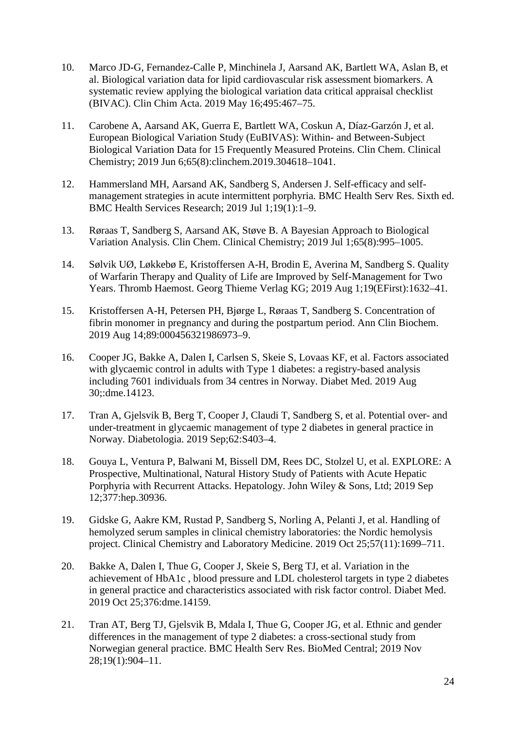10. Marco JD-G, Fernandez-Calle P, Minchinela J, Aarsand AK, Bartlett WA, Aslan B, et al. Biological variation data for lipid cardiovascular risk assessment biomarkers. A systematic review applying the biological variation data critical appraisal checklist (BIVAC). Clin Chim Acta. 2019 May 16;495:467–75.

11. Carobene A, Aarsand AK, Guerra E, Bartlett WA, Coskun A, Díaz-Garzón J, et al. European Biological Variation Study (EuBIVAS): Within- and Between-Subject Biological Variation Data for 15 Frequently Measured Proteins. Clin Chem. Clinical Chemistry; 2019 Jun 6;65(8):clinchem.2019.304618–1041.

12. Hammersland MH, Aarsand AK, Sandberg S, Andersen J. Self-efficacy and self-management strategies in acute intermittent porphyria. BMC Health Serv Res. Sixth ed. BMC Health Services Research; 2019 Jul 1;19(1):1–9.

13. Røraas T, Sandberg S, Aarsand AK, Støve B. A Bayesian Approach to Biological Variation Analysis. Clin Chem. Clinical Chemistry; 2019 Jul 1;65(8):995–1005.

14. Sølvik UØ, Løkkebø E, Kristoffersen A-H, Brodin E, Averina M, Sandberg S. Quality of Warfarin Therapy and Quality of Life are Improved by Self-Management for Two Years. Thromb Haemost. Georg Thieme Verlag KG; 2019 Aug 1;19(EFirst):1632–41.

15. Kristoffersen A-H, Petersen PH, Bjørge L, Røraas T, Sandberg S. Concentration of fibrin monomer in pregnancy and during the postpartum period. Ann Clin Biochem. 2019 Aug 14;89:000456321986973–9.

16. Cooper JG, Bakke A, Dalen I, Carlsen S, Skeie S, Lovaas KF, et al. Factors associated with glycaemic control in adults with Type 1 diabetes: a registry-based analysis including 7601 individuals from 34 centres in Norway. Diabet Med. 2019 Aug 30;:dme.14123.

17. Tran A, Gjelsvik B, Berg T, Cooper J, Claudi T, Sandberg S, et al. Potential over- and under-treatment in glycaemic management of type 2 diabetes in general practice in Norway. Diabetologia. 2019 Sep;62:S403–4.

18. Gouya L, Ventura P, Balwani M, Bissell DM, Rees DC, Stolzel U, et al. EXPLORE: A Prospective, Multinational, Natural History Study of Patients with Acute Hepatic Porphyria with Recurrent Attacks. Hepatology. John Wiley & Sons, Ltd; 2019 Sep 12;377:hep.30936.

19. Gidske G, Aakre KM, Rustad P, Sandberg S, Norling A, Pelanti J, et al. Handling of hemolyzed serum samples in clinical chemistry laboratories: the Nordic hemolysis project. Clinical Chemistry and Laboratory Medicine. 2019 Oct 25;57(11):1699–711.

20. Bakke A, Dalen I, Thue G, Cooper J, Skeie S, Berg TJ, et al. Variation in the achievement of HbA1c , blood pressure and LDL cholesterol targets in type 2 diabetes in general practice and characteristics associated with risk factor control. Diabet Med. 2019 Oct 25;376:dme.14159.

21. Tran AT, Berg TJ, Gjelsvik B, Mdala I, Thue G, Cooper JG, et al. Ethnic and gender differences in the management of type 2 diabetes: a cross-sectional study from Norwegian general practice. BMC Health Serv Res. BioMed Central; 2019 Nov 28;19(1):904–11.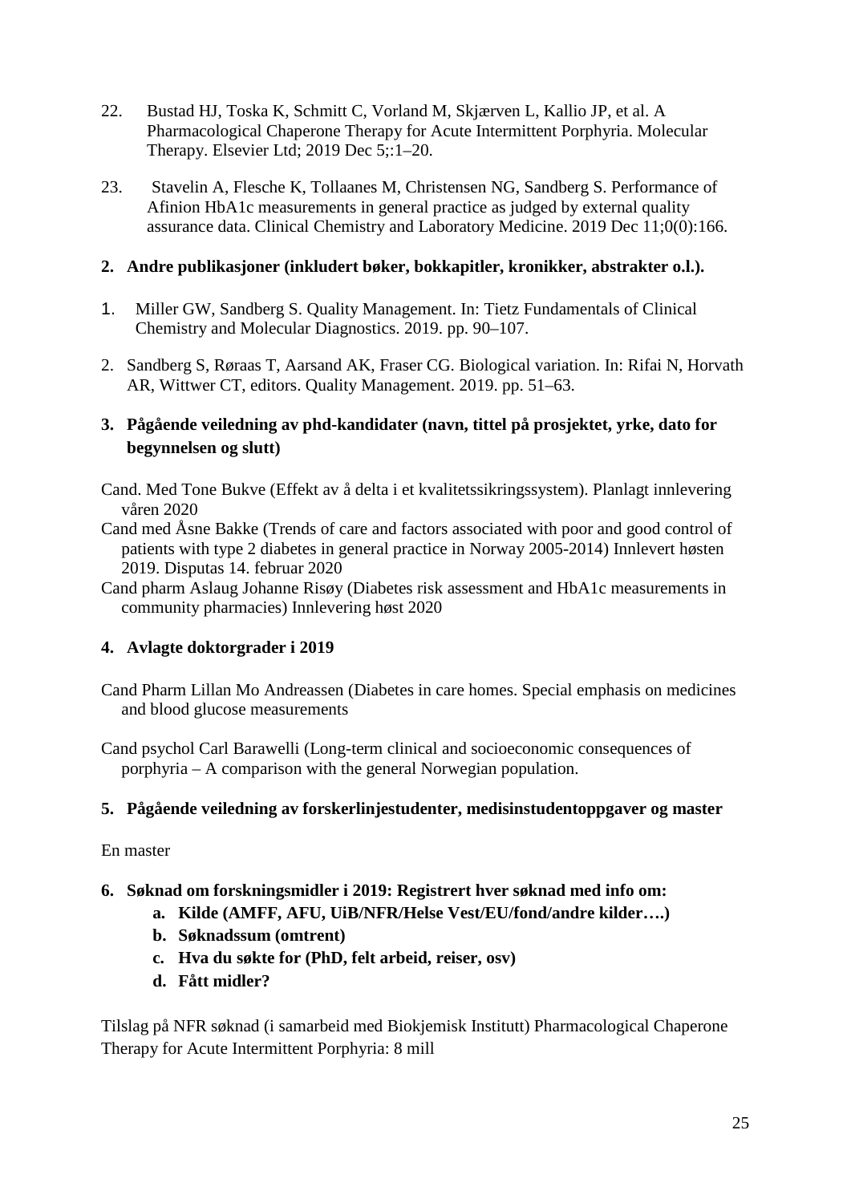22. Bustad HJ, Toska K, Schmitt C, Vorland M, Skjærven L, Kallio JP, et al. A Pharmacological Chaperone Therapy for Acute Intermittent Porphyria. Molecular Therapy. Elsevier Ltd; 2019 Dec 5;:1–20.

23. Stavelin A, Flesche K, Tollaanes M, Christensen NG, Sandberg S. Performance of Afinion HbA1c measurements in general practice as judged by external quality assurance data. Clinical Chemistry and Laboratory Medicine. 2019 Dec 11;0(0):166.

## 2. Andre publikasjoner (inkludert bøker, bokkapitler, kronikker, abstrakter o.l.).

1. Miller GW, Sandberg S. Quality Management. In: Tietz Fundamentals of Clinical Chemistry and Molecular Diagnostics. 2019. pp. 90–107.

2. Sandberg S, Røraas T, Aarsand AK, Fraser CG. Biological variation. In: Rifai N, Horvath AR, Wittwer CT, editors. Quality Management. 2019. pp. 51–63.

## 3. Pågående veiledning av phd-kandidater (navn, tittel på prosjektet, yrke, dato for begynnelsen og slutt)

Cand. Med Tone Bukve (Effekt av å delta i et kvalitetssikringssystem). Planlagt innlevering våren 2020

Cand med Åsne Bakke (Trends of care and factors associated with poor and good control of patients with type 2 diabetes in general practice in Norway 2005-2014) Innlevert høsten 2019. Disputas 14. februar 2020

Cand pharm Aslaug Johanne Risøy (Diabetes risk assessment and HbA1c measurements in community pharmacies) Innlevering høst 2020

## 4. Avlagte doktorgrader i 2019

Cand Pharm Lillan Mo Andreassen (Diabetes in care homes. Special emphasis on medicines and blood glucose measurements

Cand psychol Carl Barawelli (Long-term clinical and socioeconomic consequences of porphyria – A comparison with the general Norwegian population.

## 5. Pågående veiledning av forskerlinjestudenter, medisinstudentoppgaver og master

En master

## 6. Søknad om forskningsmidler i 2019: Registrert hver søknad med info om:

**a. Kilde (AMFF, AFU, UiB/NFR/Helse Vest/EU/fond/andre kilder….)**
**b. Søknadssum (omtrent)**
**c. Hva du søkte for (PhD, felt arbeid, reiser, osv)**
**d. Fått midler?**

Tilslag på NFR søknad (i samarbeid med Biokjemisk Institutt) Pharmacological Chaperone Therapy for Acute Intermittent Porphyria: 8 mill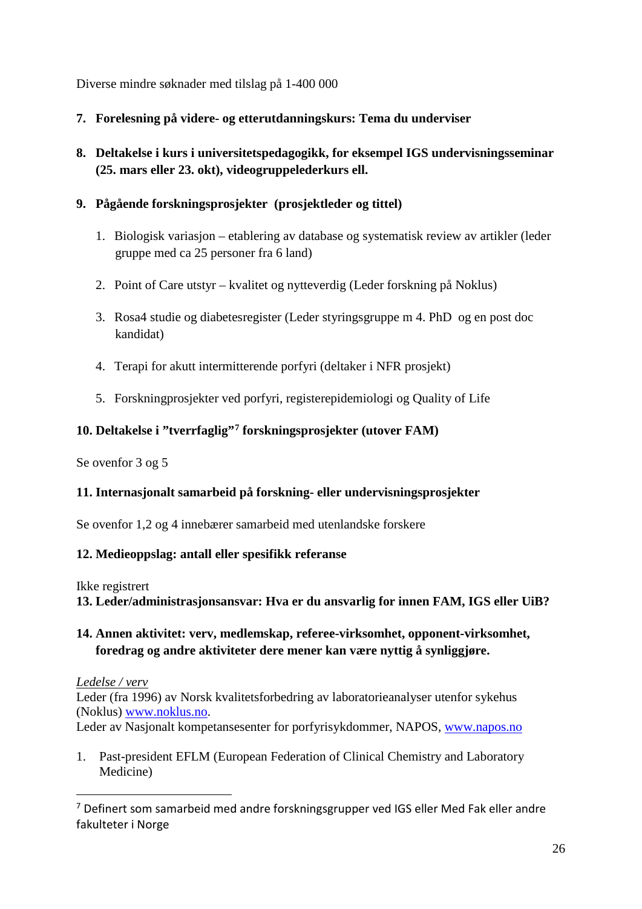Diverse mindre søknader med tilslag på 1-400 000

**7. Forelesning på videre- og etterutdanningskurs: Tema du underviser**

**8. Deltakelse i kurs i universitetspedagogikk, for eksempel IGS undervisningsseminar (25. mars eller 23. okt), videogruppelederkurs ell.**

**9. Pågående forskningsprosjekter (prosjektleder og tittel)**

1. Biologisk variasjon – etablering av database og systematisk review av artikler (leder gruppe med ca 25 personer fra 6 land)
2. Point of Care utstyr – kvalitet og nytteverdig (Leder forskning på Noklus)
3. Rosa4 studie og diabetesregister (Leder styringsgruppe m 4. PhD og en post doc kandidat)
4. Terapi for akutt intermitterende porfyri (deltaker i NFR prosjekt)
5. Forskningprosjekter ved porfyri, registerepidemiologi og Quality of Life

**10. Deltakelse i "tverrfaglig"[7] forskningsprosjekter (utover FAM)**

Se ovenfor 3 og 5

**11. Internasjonalt samarbeid på forskning- eller undervisningsprosjekter**

Se ovenfor 1,2 og 4 innebærer samarbeid med utenlandske forskere

**12. Medieoppslag: antall eller spesifikk referanse**

Ikke registrert

**13. Leder/administrasjonsansvar: Hva er du ansvarlig for innen FAM, IGS eller UiB?**

**14. Annen aktivitet: verv, medlemskap, referee-virksomhet, opponent-virksomhet, foredrag og andre aktiviteter dere mener kan være nyttig å synliggjøre.**

*Ledelse / verv*
Leder (fra 1996) av Norsk kvalitetsforbedring av laboratorieanalyser utenfor sykehus (Noklus) [www.noklus.no](http://www.noklus.no).
Leder av Nasjonalt kompetansesenter for porfyrisykdommer, NAPOS, [www.napos.no](http://www.napos.no)

1. Past-president EFLM (European Federation of Clinical Chemistry and Laboratory Medicine)

---

[7] Definert som samarbeid med andre forskningsgrupper ved IGS eller Med Fak eller andre fakulteter i Norge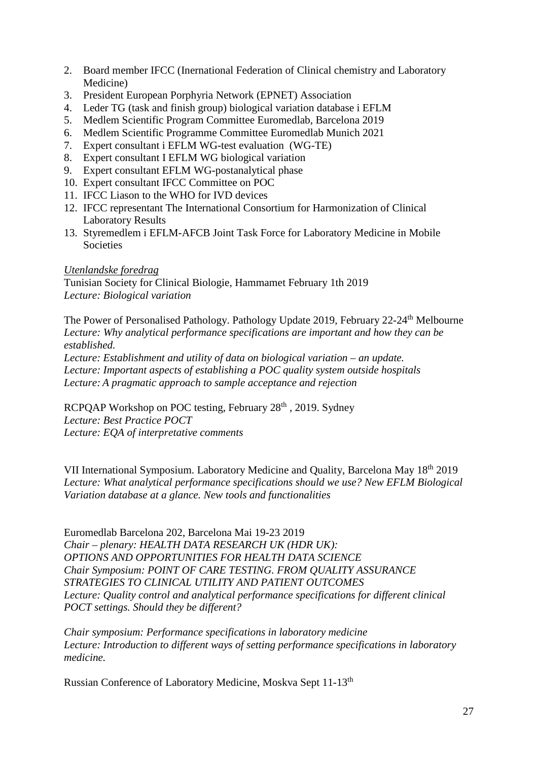2. Board member IFCC (Inernational Federation of Clinical chemistry and Laboratory Medicine)
3. President European Porphyria Network (EPNET) Association
4. Leder TG (task and finish group) biological variation database i EFLM
5. Medlem Scientific Program Committee Euromedlab, Barcelona 2019
6. Medlem Scientific Programme Committee Euromedlab Munich 2021
7. Expert consultant i EFLM WG-test evaluation (WG-TE)
8. Expert consultant I EFLM WG biological variation
9. Expert consultant EFLM WG-postanalytical phase
10. Expert consultant IFCC Committee on POC
11. IFCC Liason to the WHO for IVD devices
12. IFCC representant The International Consortium for Harmonization of Clinical Laboratory Results
13. Styremedlem i EFLM-AFCB Joint Task Force for Laboratory Medicine in Mobile Societies

*Utenlandske foredrag*

Tunisian Society for Clinical Biologie, Hammamet February 1th 2019
*Lecture: Biological variation*

The Power of Personalised Pathology. Pathology Update 2019, February 22-24th Melbourne
*Lecture: Why analytical performance specifications are important and how they can be established.*
*Lecture: Establishment and utility of data on biological variation – an update.*
*Lecture: Important aspects of establishing a POC quality system outside hospitals*
*Lecture: A pragmatic approach to sample acceptance and rejection*

RCPQAP Workshop on POC testing, February 28th , 2019. Sydney
*Lecture: Best Practice POCT*
*Lecture: EQA of interpretative comments*

VII International Symposium. Laboratory Medicine and Quality, Barcelona May 18th 2019
*Lecture: What analytical performance specifications should we use? New EFLM Biological Variation database at a glance. New tools and functionalities*

Euromedlab Barcelona 202, Barcelona Mai 19-23 2019
*Chair – plenary: HEALTH DATA RESEARCH UK (HDR UK): OPTIONS AND OPPORTUNITIES FOR HEALTH DATA SCIENCE*
*Chair Symposium: POINT OF CARE TESTING. FROM QUALITY ASSURANCE STRATEGIES TO CLINICAL UTILITY AND PATIENT OUTCOMES*
*Lecture: Quality control and analytical performance specifications for different clinical POCT settings. Should they be different?*

*Chair symposium: Performance specifications in laboratory medicine*
*Lecture: Introduction to different ways of setting performance specifications in laboratory medicine.*

Russian Conference of Laboratory Medicine, Moskva Sept 11-13th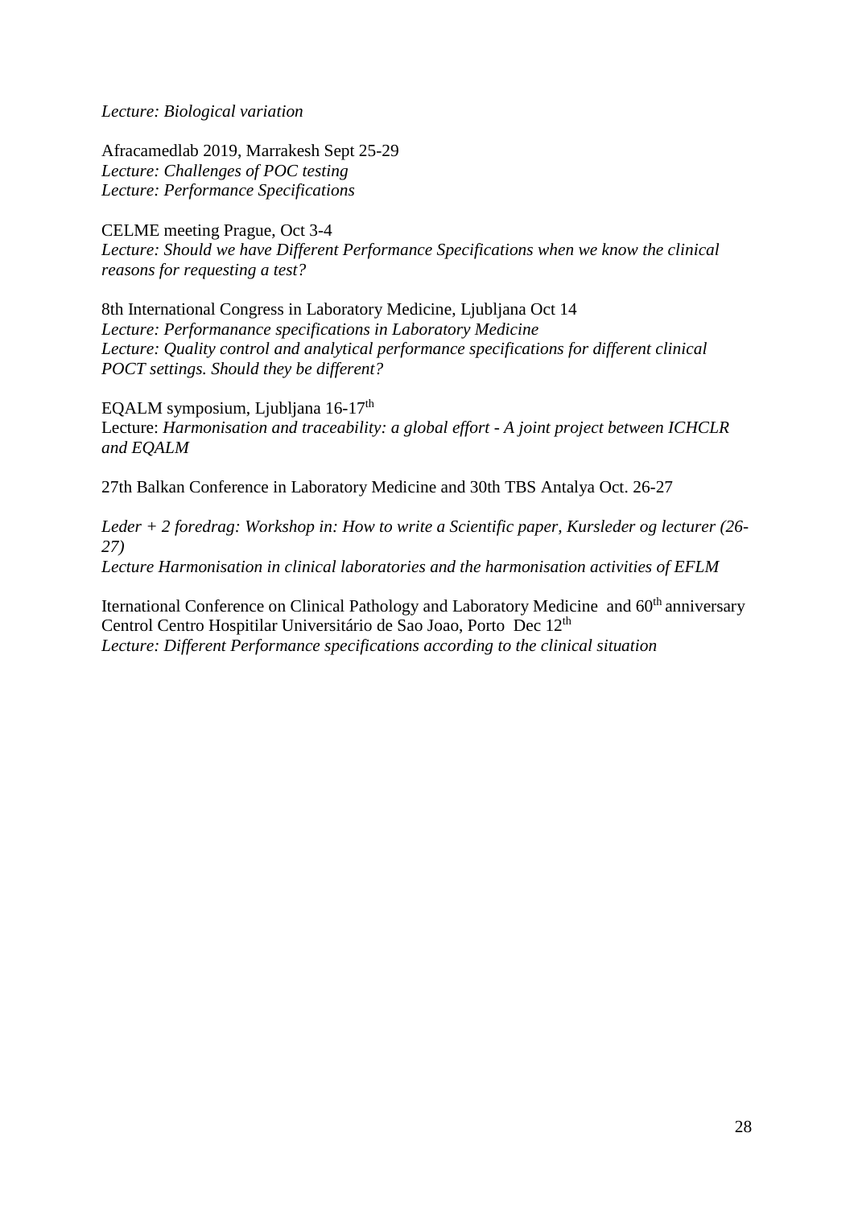*Lecture: Biological variation*

Afracamedlab 2019, Marrakesh Sept 25-29
*Lecture: Challenges of POC testing*
*Lecture: Performance Specifications*

CELME meeting Prague, Oct 3-4
*Lecture: Should we have Different Performance Specifications when we know the clinical reasons for requesting a test?*

8th International Congress in Laboratory Medicine, Ljubljana Oct 14
*Lecture: Performanance specifications in Laboratory Medicine*
*Lecture: Quality control and analytical performance specifications for different clinical POCT settings. Should they be different?*

EQALM symposium, Ljubljana 16-17th
Lecture: *Harmonisation and traceability: a global effort - A joint project between ICHCLR and EQALM*

27th Balkan Conference in Laboratory Medicine and 30th TBS Antalya Oct. 26-27

*Leder + 2 foredrag: Workshop in: How to write a Scientific paper, Kursleder og lecturer (26-27)*
*Lecture Harmonisation in clinical laboratories and the harmonisation activities of EFLM*

Iternational Conference on Clinical Pathology and Laboratory Medicine and 60th anniversary Centrol Centro Hospitilar Universitário de Sao Joao, Porto Dec 12th
*Lecture: Different Performance specifications according to the clinical situation*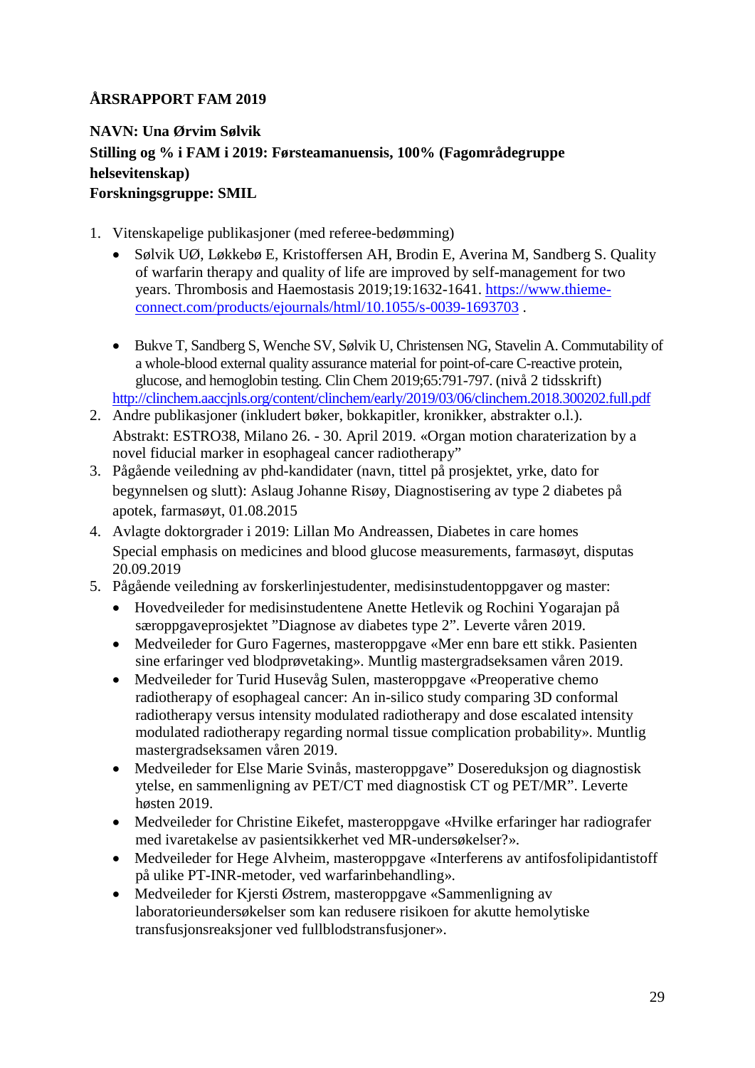**ÅRSRAPPORT FAM 2019**

**NAVN: Una Ørvim Sølvik**
**Stilling og % i FAM i 2019: Førsteamanuensis, 100% (Fagområdegruppe helsevitenskap)**
**Forskningsgruppe: SMIL**

1. Vitenskapelige publikasjoner (med referee-bedømming)
   - Sølvik UØ, Løkkebø E, Kristoffersen AH, Brodin E, Averina M, Sandberg S. Quality of warfarin therapy and quality of life are improved by self-management for two years. Thrombosis and Haemostasis 2019;19:1632-1641. https://www.thieme-connect.com/products/ejournals/html/10.1055/s-0039-1693703 .
   - Bukve T, Sandberg S, Wenche SV, Sølvik U, Christensen NG, Stavelin A. Commutability of a whole-blood external quality assurance material for point-of-care C-reactive protein, glucose, and hemoglobin testing. Clin Chem 2019;65:791-797. (nivå 2 tidsskrift)

   http://clinchem.aaccjnls.org/content/clinchem/early/2019/03/06/clinchem.2018.300202.full.pdf
2. Andre publikasjoner (inkludert bøker, bokkapitler, kronikker, abstrakter o.l.).
   Abstrakt: ESTRO38, Milano 26. - 30. April 2019. «Organ motion charaterization by a novel fiducial marker in esophageal cancer radiotherapy"
3. Pågående veiledning av phd-kandidater (navn, tittel på prosjektet, yrke, dato for begynnelsen og slutt): Aslaug Johanne Risøy, Diagnostisering av type 2 diabetes på apotek, farmasøyt, 01.08.2015
4. Avlagte doktorgrader i 2019: Lillan Mo Andreassen, Diabetes in care homes Special emphasis on medicines and blood glucose measurements, farmasøyt, disputas 20.09.2019
5. Pågående veiledning av forskerlinjestudenter, medisinstudentoppgaver og master:
   - Hovedveileder for medisinstudentene Anette Hetlevik og Rochini Yogarajan på særoppgaveprosjektet "Diagnose av diabetes type 2". Leverte våren 2019.
   - Medveileder for Guro Fagernes, masteroppgave «Mer enn bare ett stikk. Pasienten sine erfaringer ved blodprøvetaking». Muntlig mastergradseksamen våren 2019.
   - Medveileder for Turid Husevåg Sulen, masteroppgave «Preoperative chemo radiotherapy of esophageal cancer: An in-silico study comparing 3D conformal radiotherapy versus intensity modulated radiotherapy and dose escalated intensity modulated radiotherapy regarding normal tissue complication probability». Muntlig mastergradseksamen våren 2019.
   - Medveileder for Else Marie Svinås, masteroppgave" Dosereduksjon og diagnostisk ytelse, en sammenligning av PET/CT med diagnostisk CT og PET/MR". Leverte høsten 2019.
   - Medveileder for Christine Eikefet, masteroppgave «Hvilke erfaringer har radiografer med ivaretakelse av pasientsikkerhet ved MR-undersøkelser?».
   - Medveileder for Hege Alvheim, masteroppgave «Interferens av antifosfolipidantistoff på ulike PT-INR-metoder, ved warfarinbehandling».
   - Medveileder for Kjersti Østrem, masteroppgave «Sammenligning av laboratorieundersøkelser som kan redusere risikoen for akutte hemolytiske transfusjonsreaksjoner ved fullblodstransfusjoner».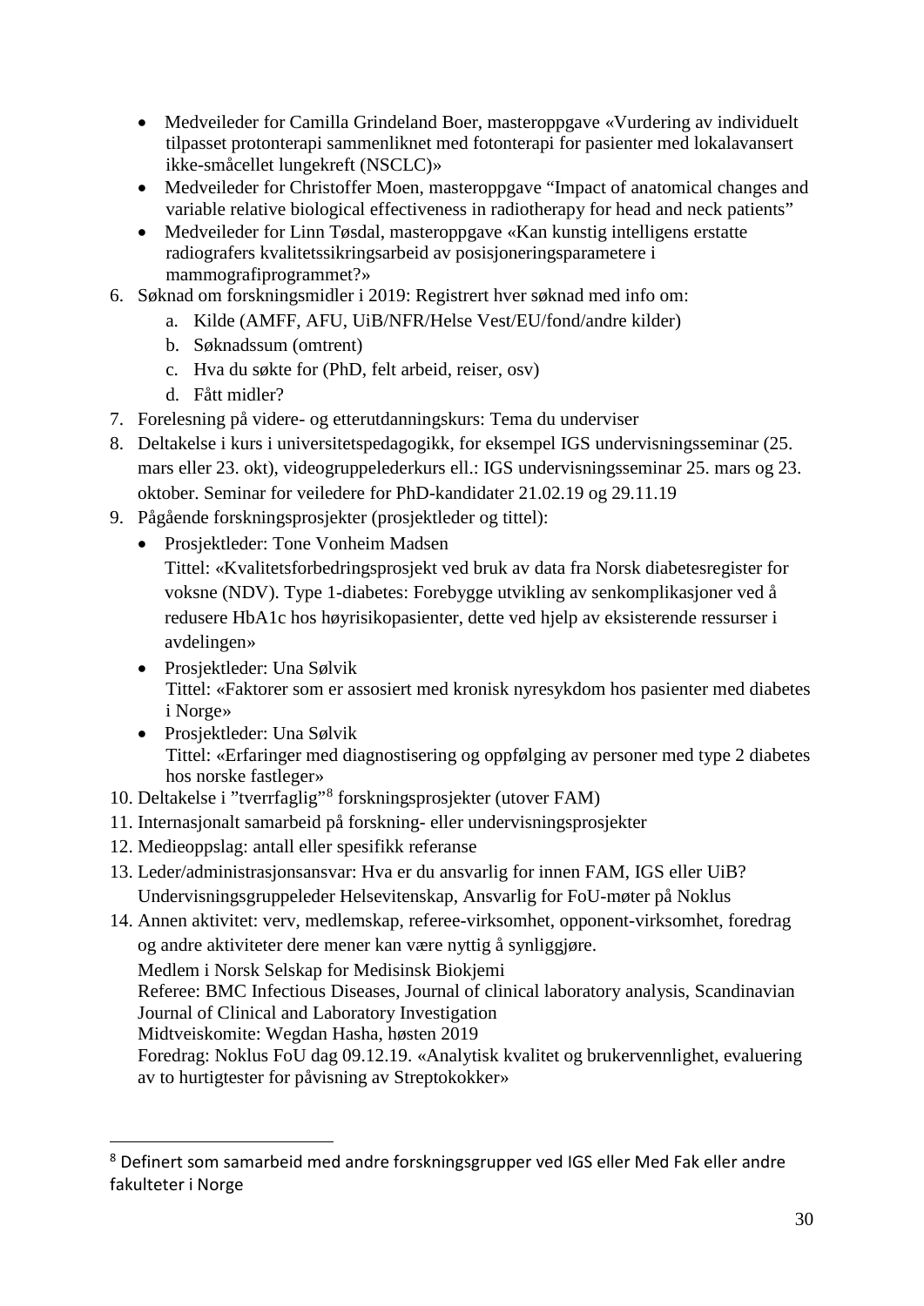- Medveileder for Camilla Grindeland Boer, masteroppgave «Vurdering av individuelt tilpasset protonterapi sammenliknet med fotonterapi for pasienter med lokalavansert ikke-småcellet lungekreft (NSCLC)»
- Medveileder for Christoffer Moen, masteroppgave "Impact of anatomical changes and variable relative biological effectiveness in radiotherapy for head and neck patients"
- Medveileder for Linn Tøsdal, masteroppgave «Kan kunstig intelligens erstatte radiografers kvalitetssikringsarbeid av posisjoneringsparametere i mammografiprogrammet?»

6. Søknad om forskningsmidler i 2019: Registrert hver søknad med info om:
   a. Kilde (AMFF, AFU, UiB/NFR/Helse Vest/EU/fond/andre kilder)
   b. Søknadssum (omtrent)
   c. Hva du søkte for (PhD, felt arbeid, reiser, osv)
   d. Fått midler?
7. Forelesning på videre- og etterutdanningskurs: Tema du underviser
8. Deltakelse i kurs i universitetspedagogikk, for eksempel IGS undervisningsseminar (25. mars eller 23. okt), videogruppelederkurs ell.: IGS undervisningsseminar 25. mars og 23. oktober. Seminar for veiledere for PhD-kandidater 21.02.19 og 29.11.19
9. Pågående forskningsprosjekter (prosjektleder og tittel):
   - Prosjektleder: Tone Vonheim Madsen
     Tittel: «Kvalitetsforbedringsprosjekt ved bruk av data fra Norsk diabetesregister for voksne (NDV). Type 1-diabetes: Forebygge utvikling av senkomplikasjoner ved å redusere HbA1c hos høyrisikopasienter, dette ved hjelp av eksisterende ressurser i avdelingen»
   - Prosjektleder: Una Sølvik
     Tittel: «Faktorer som er assosiert med kronisk nyresykdom hos pasienter med diabetes i Norge»
   - Prosjektleder: Una Sølvik
     Tittel: «Erfaringer med diagnostisering og oppfølging av personer med type 2 diabetes hos norske fastleger»
10. Deltakelse i "tverrfaglig"[8] forskningsprosjekter (utover FAM)
11. Internasjonalt samarbeid på forskning- eller undervisningsprosjekter
12. Medieoppslag: antall eller spesifikk referanse
13. Leder/administrasjonsansvar: Hva er du ansvarlig for innen FAM, IGS eller UiB?
    Undervisningsgruppeleder Helsevitenskap, Ansvarlig for FoU-møter på Noklus
14. Annen aktivitet: verv, medlemskap, referee-virksomhet, opponent-virksomhet, foredrag og andre aktiviteter dere mener kan være nyttig å synliggjøre.
    Medlem i Norsk Selskap for Medisinsk Biokjemi
    Referee: BMC Infectious Diseases, Journal of clinical laboratory analysis, Scandinavian Journal of Clinical and Laboratory Investigation
    Midtveiskomite: Wegdan Hasha, høsten 2019
    Foredrag: Noklus FoU dag 09.12.19. «Analytisk kvalitet og brukervennlighet, evaluering av to hurtigtester for påvisning av Streptokokker»

[8] Definert som samarbeid med andre forskningsgrupper ved IGS eller Med Fak eller andre fakulteter i Norge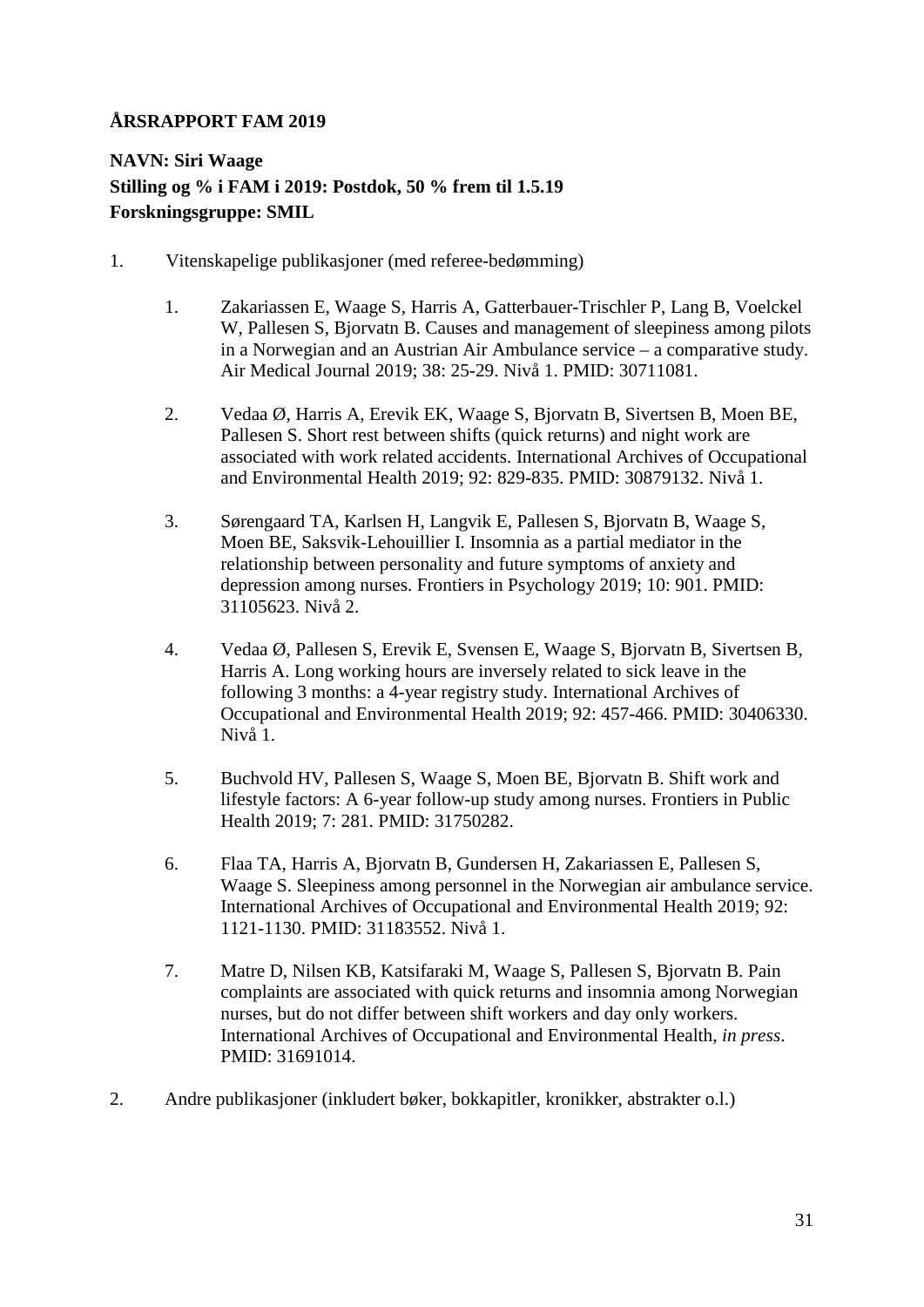**ÅRSRAPPORT FAM 2019**

**NAVN: Siri Waage**
**Stilling og % i FAM i 2019: Postdok, 50 % frem til 1.5.19**
**Forskningsgruppe: SMIL**

1. Vitenskapelige publikasjoner (med referee-bedømming)

    1. Zakariassen E, Waage S, Harris A, Gatterbauer-Trischler P, Lang B, Voelckel W, Pallesen S, Bjorvatn B. Causes and management of sleepiness among pilots in a Norwegian and an Austrian Air Ambulance service – a comparative study. Air Medical Journal 2019; 38: 25-29. Nivå 1. PMID: 30711081.

    2. Vedaa Ø, Harris A, Erevik EK, Waage S, Bjorvatn B, Sivertsen B, Moen BE, Pallesen S. Short rest between shifts (quick returns) and night work are associated with work related accidents. International Archives of Occupational and Environmental Health 2019; 92: 829-835. PMID: 30879132. Nivå 1.

    3. Sørengaard TA, Karlsen H, Langvik E, Pallesen S, Bjorvatn B, Waage S, Moen BE, Saksvik-Lehouillier I. Insomnia as a partial mediator in the relationship between personality and future symptoms of anxiety and depression among nurses. Frontiers in Psychology 2019; 10: 901. PMID: 31105623. Nivå 2.

    4. Vedaa Ø, Pallesen S, Erevik E, Svensen E, Waage S, Bjorvatn B, Sivertsen B, Harris A. Long working hours are inversely related to sick leave in the following 3 months: a 4-year registry study. International Archives of Occupational and Environmental Health 2019; 92: 457-466. PMID: 30406330. Nivå 1.

    5. Buchvold HV, Pallesen S, Waage S, Moen BE, Bjorvatn B. Shift work and lifestyle factors: A 6-year follow-up study among nurses. Frontiers in Public Health 2019; 7: 281. PMID: 31750282.

    6. Flaa TA, Harris A, Bjorvatn B, Gundersen H, Zakariassen E, Pallesen S, Waage S. Sleepiness among personnel in the Norwegian air ambulance service. International Archives of Occupational and Environmental Health 2019; 92: 1121-1130. PMID: 31183552. Nivå 1.

    7. Matre D, Nilsen KB, Katsifaraki M, Waage S, Pallesen S, Bjorvatn B. Pain complaints are associated with quick returns and insomnia among Norwegian nurses, but do not differ between shift workers and day only workers. International Archives of Occupational and Environmental Health, *in press*. PMID: 31691014.

2. Andre publikasjoner (inkludert bøker, bokkapitler, kronikker, abstrakter o.l.)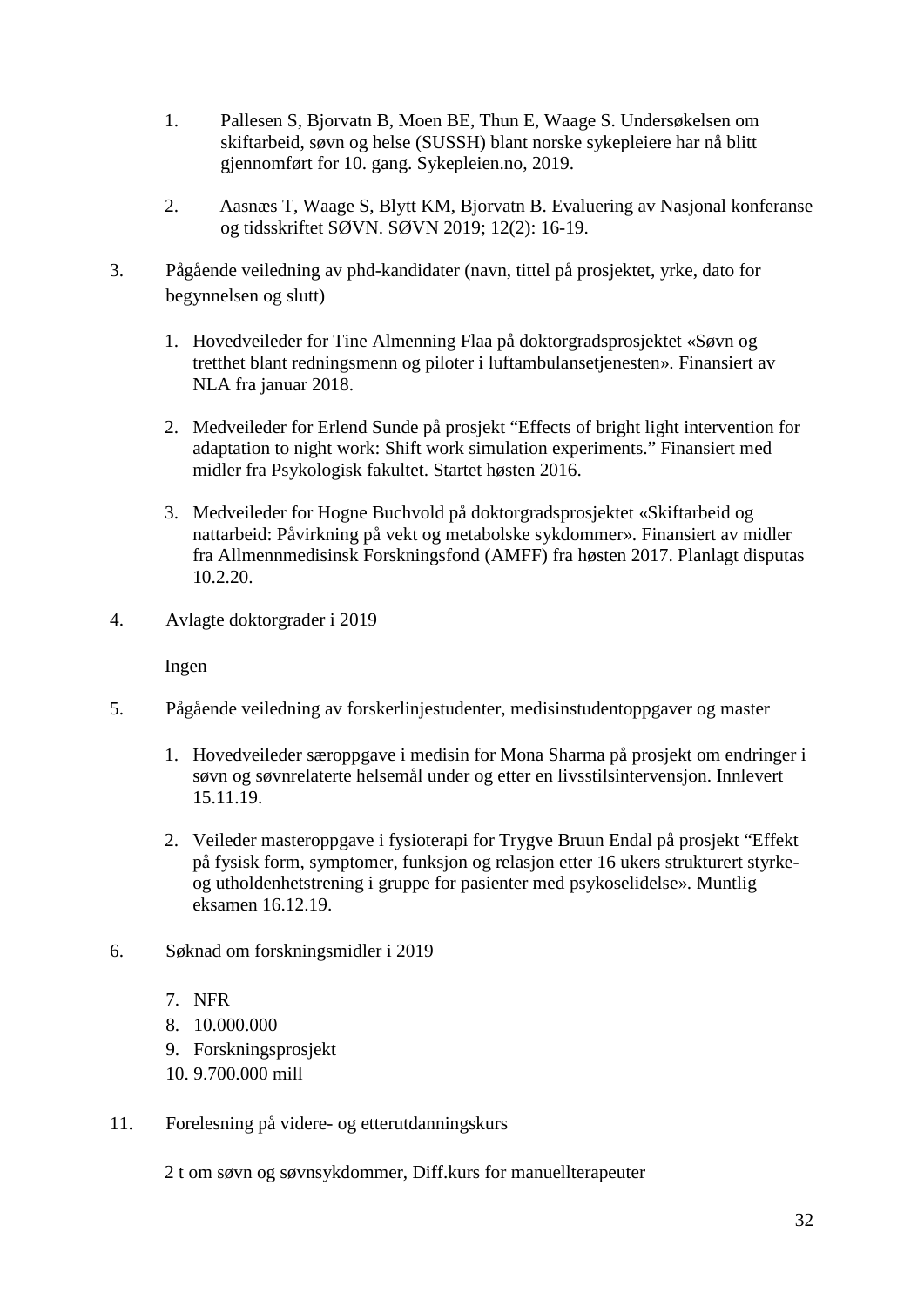1. Pallesen S, Bjorvatn B, Moen BE, Thun E, Waage S. Undersøkelsen om skiftarbeid, søvn og helse (SUSSH) blant norske sykepleiere har nå blitt gjennomført for 10. gang. Sykepleien.no, 2019.

2. Aasnæs T, Waage S, Blytt KM, Bjorvatn B. Evaluering av Nasjonal konferanse og tidsskriftet SØVN. SØVN 2019; 12(2): 16-19.

3. Pågående veiledning av phd-kandidater (navn, tittel på prosjektet, yrke, dato for begynnelsen og slutt)

   1. Hovedveileder for Tine Almenning Flaa på doktorgradsprosjektet «Søvn og tretthet blant redningsmenn og piloter i luftambulansetjenesten». Finansiert av NLA fra januar 2018.

   2. Medveileder for Erlend Sunde på prosjekt “Effects of bright light intervention for adaptation to night work: Shift work simulation experiments.” Finansiert med midler fra Psykologisk fakultet. Startet høsten 2016.

   3. Medveileder for Hogne Buchvold på doktorgradsprosjektet «Skiftarbeid og nattarbeid: Påvirkning på vekt og metabolske sykdommer». Finansiert av midler fra Allmennmedisinsk Forskningsfond (AMFF) fra høsten 2017. Planlagt disputas 10.2.20.

4. Avlagte doktorgrader i 2019

   Ingen

5. Pågående veiledning av forskerlinjestudenter, medisinstudentoppgaver og master

   1. Hovedveileder særoppgave i medisin for Mona Sharma på prosjekt om endringer i søvn og søvnrelaterte helsemål under og etter en livsstilsintervensjon. Innlevert 15.11.19.

   2. Veileder masteroppgave i fysioterapi for Trygve Bruun Endal på prosjekt “Effekt på fysisk form, symptomer, funksjon og relasjon etter 16 ukers strukturert styrke- og utholdenhetstrening i gruppe for pasienter med psykoselidelse». Muntlig eksamen 16.12.19.

6. Søknad om forskningsmidler i 2019

   7. NFR
   8. 10.000.000
   9. Forskningsprosjekt
   10. 9.700.000 mill

11. Forelesning på videre- og etterutdanningskurs

   2 t om søvn og søvnsykdommer, Diff.kurs for manuellterapeuter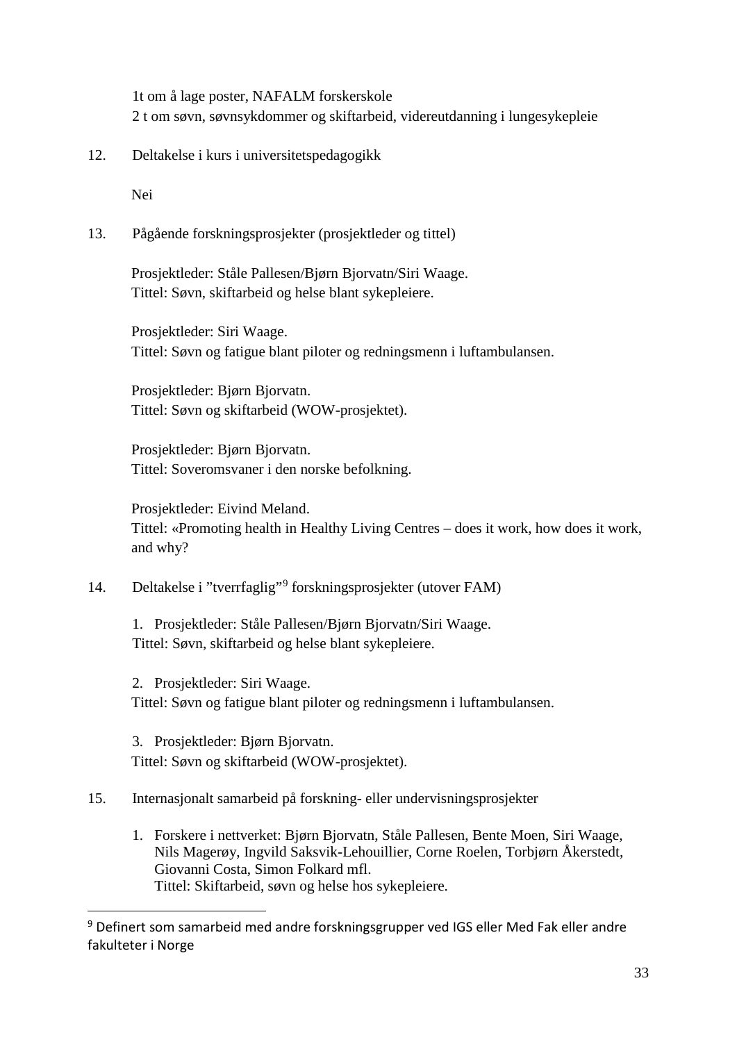1t om å lage poster, NAFALM forskerskole
2 t om søvn, søvnsykdommer og skiftarbeid, videreutdanning i lungesykepleie

12. Deltakelse i kurs i universitetspedagogikk

Nei

13. Pågående forskningsprosjekter (prosjektleder og tittel)

Prosjektleder: Ståle Pallesen/Bjørn Bjorvatn/Siri Waage.
Tittel: Søvn, skiftarbeid og helse blant sykepleiere.

Prosjektleder: Siri Waage.
Tittel: Søvn og fatigue blant piloter og redningsmenn i luftambulansen.

Prosjektleder: Bjørn Bjorvatn.
Tittel: Søvn og skiftarbeid (WOW-prosjektet).

Prosjektleder: Bjørn Bjorvatn.
Tittel: Soveromsvaner i den norske befolkning.

Prosjektleder: Eivind Meland.
Tittel: «Promoting health in Healthy Living Centres – does it work, how does it work, and why?

14. Deltakelse i "tverrfaglig"[9] forskningsprosjekter (utover FAM)

1. Prosjektleder: Ståle Pallesen/Bjørn Bjorvatn/Siri Waage.
Tittel: Søvn, skiftarbeid og helse blant sykepleiere.

2. Prosjektleder: Siri Waage.
Tittel: Søvn og fatigue blant piloter og redningsmenn i luftambulansen.

3. Prosjektleder: Bjørn Bjorvatn.
Tittel: Søvn og skiftarbeid (WOW-prosjektet).

15. Internasjonalt samarbeid på forskning- eller undervisningsprosjekter

1. Forskere i nettverket: Bjørn Bjorvatn, Ståle Pallesen, Bente Moen, Siri Waage, Nils Magerøy, Ingvild Saksvik-Lehouillier, Corne Roelen, Torbjørn Åkerstedt, Giovanni Costa, Simon Folkard mfl.
Tittel: Skiftarbeid, søvn og helse hos sykepleiere.

[9] Definert som samarbeid med andre forskningsgrupper ved IGS eller Med Fak eller andre fakulteter i Norge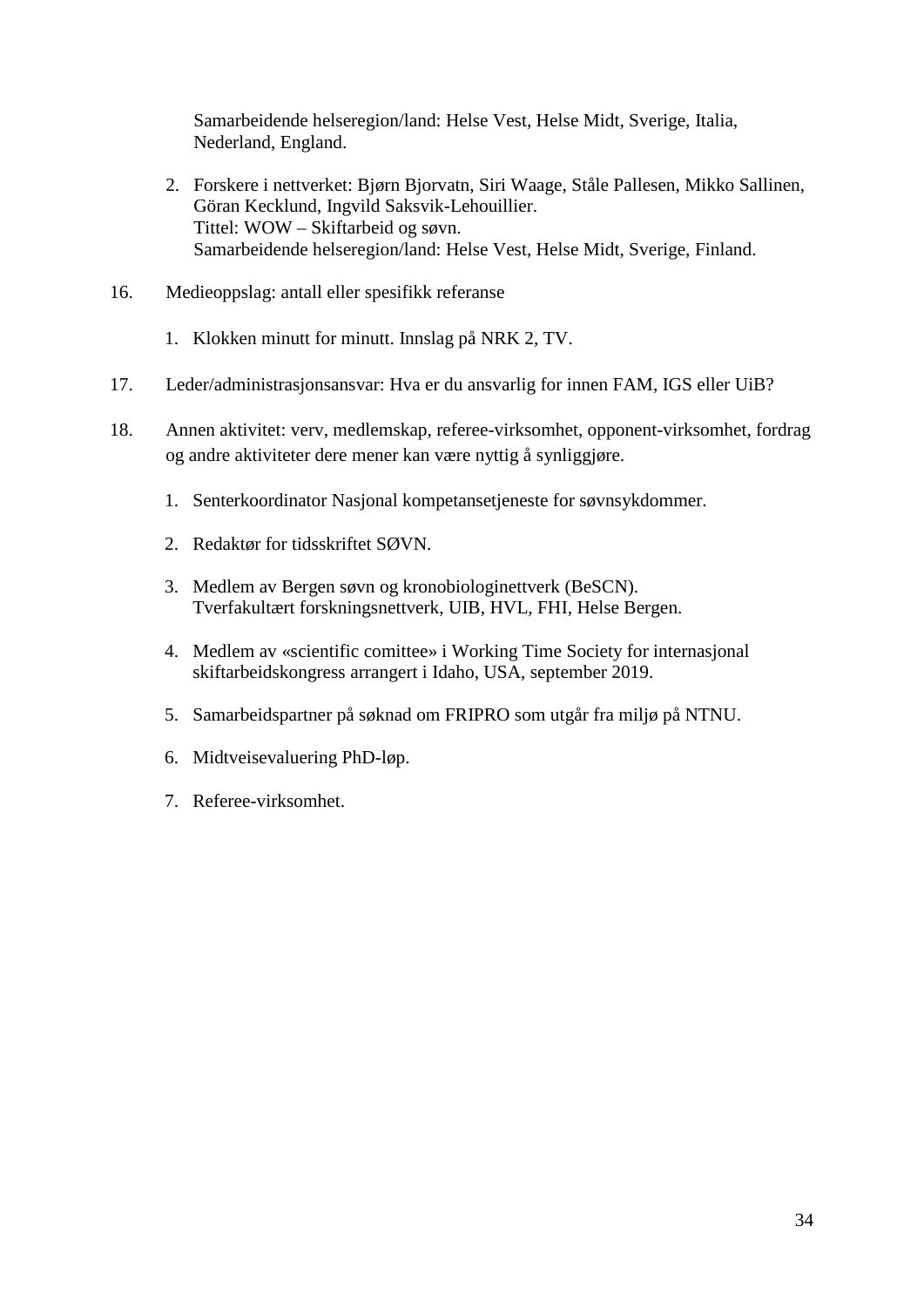Samarbeidende helseregion/land: Helse Vest, Helse Midt, Sverige, Italia, Nederland, England.

2. Forskere i nettverket: Bjørn Bjorvatn, Siri Waage, Ståle Pallesen, Mikko Sallinen, Göran Kecklund, Ingvild Saksvik-Lehouillier.
   Tittel: WOW – Skiftarbeid og søvn.
   Samarbeidende helseregion/land: Helse Vest, Helse Midt, Sverige, Finland.

16. Medieoppslag: antall eller spesifikk referanse

    1. Klokken minutt for minutt. Innslag på NRK 2, TV.

17. Leder/administrasjonsansvar: Hva er du ansvarlig for innen FAM, IGS eller UiB?

18. Annen aktivitet: verv, medlemskap, referee-virksomhet, opponent-virksomhet, fordrag og andre aktiviteter dere mener kan være nyttig å synliggjøre.

    1. Senterkoordinator Nasjonal kompetansetjeneste for søvnsykdommer.

    2. Redaktør for tidsskriftet SØVN.

    3. Medlem av Bergen søvn og kronobiologinettverk (BeSCN).
       Tverfakultært forskningsnettverk, UIB, HVL, FHI, Helse Bergen.

    4. Medlem av «scientific comittee» i Working Time Society for internasjonal skiftarbeidskongress arrangert i Idaho, USA, september 2019.

    5. Samarbeidspartner på søknad om FRIPRO som utgår fra miljø på NTNU.

    6. Midtveisevaluering PhD-løp.

    7. Referee-virksomhet.